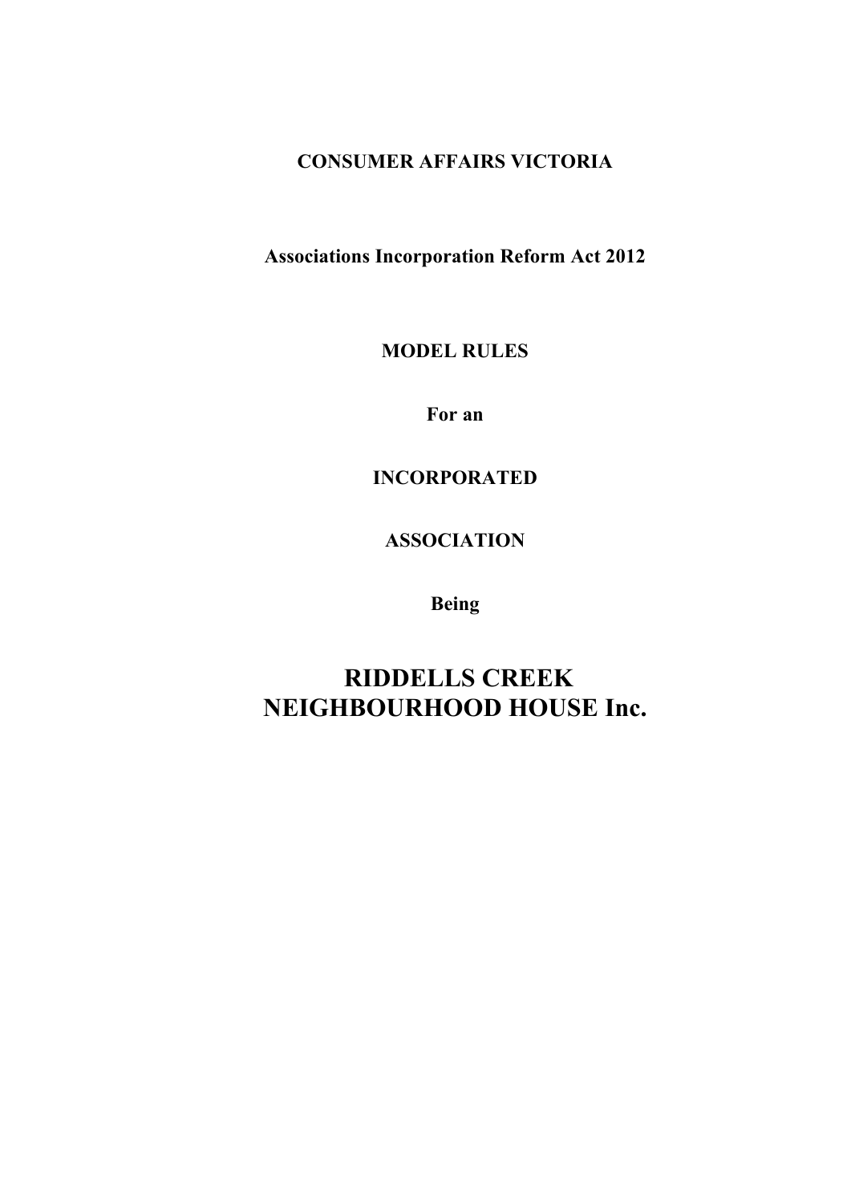**CONSUMER AFFAIRS VICTORIA**

**Associations Incorporation Reform Act 2012**

**MODEL RULES**

**For an**

**INCORPORATED**

**ASSOCIATION**

**Being**

# RIDDELLS CREEK NEIGHBOURHOOD HOUSE Inc.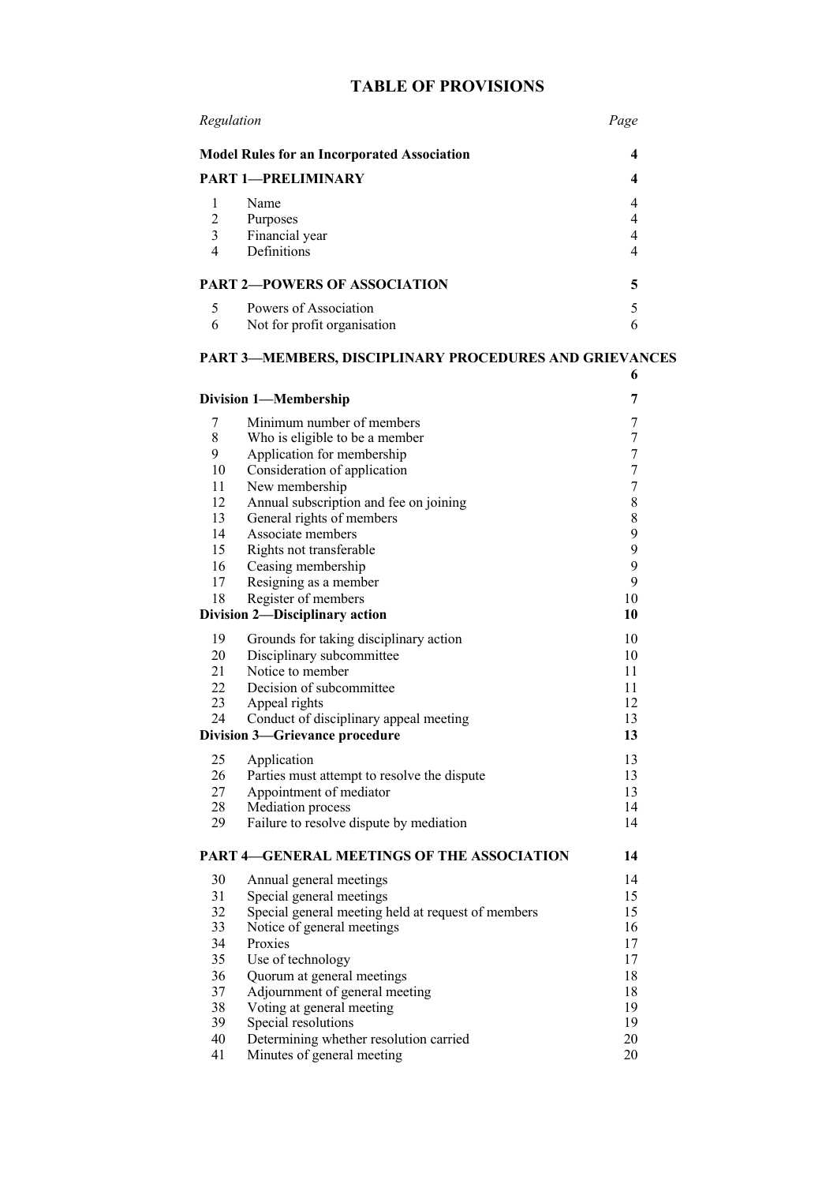# TABLE OF PROVISIONS

| Regulation | | Page |
|---|---|---|
| **Model Rules for an Incorporated Association** | | **4** |
| **PART 1—PRELIMINARY** | | **4** |
| 1 | Name | 4 |
| 2 | Purposes | 4 |
| 3 | Financial year | 4 |
| 4 | Definitions | 4 |
| **PART 2—POWERS OF ASSOCIATION** | | **5** |
| 5 | Powers of Association | 5 |
| 6 | Not for profit organisation | 6 |
| **PART 3—MEMBERS, DISCIPLINARY PROCEDURES AND GRIEVANCES** | | **6** |
| **Division 1—Membership** | | **7** |
| 7 | Minimum number of members | 7 |
| 8 | Who is eligible to be a member | 7 |
| 9 | Application for membership | 7 |
| 10 | Consideration of application | 7 |
| 11 | New membership | 7 |
| 12 | Annual subscription and fee on joining | 8 |
| 13 | General rights of members | 8 |
| 14 | Associate members | 9 |
| 15 | Rights not transferable | 9 |
| 16 | Ceasing membership | 9 |
| 17 | Resigning as a member | 9 |
| 18 | Register of members | 10 |
| **Division 2—Disciplinary action** | | **10** |
| 19 | Grounds for taking disciplinary action | 10 |
| 20 | Disciplinary subcommittee | 10 |
| 21 | Notice to member | 11 |
| 22 | Decision of subcommittee | 11 |
| 23 | Appeal rights | 12 |
| 24 | Conduct of disciplinary appeal meeting | 13 |
| **Division 3—Grievance procedure** | | **13** |
| 25 | Application | 13 |
| 26 | Parties must attempt to resolve the dispute | 13 |
| 27 | Appointment of mediator | 13 |
| 28 | Mediation process | 14 |
| 29 | Failure to resolve dispute by mediation | 14 |
| **PART 4—GENERAL MEETINGS OF THE ASSOCIATION** | | **14** |
| 30 | Annual general meetings | 14 |
| 31 | Special general meetings | 15 |
| 32 | Special general meeting held at request of members | 15 |
| 33 | Notice of general meetings | 16 |
| 34 | Proxies | 17 |
| 35 | Use of technology | 17 |
| 36 | Quorum at general meetings | 18 |
| 37 | Adjournment of general meeting | 18 |
| 38 | Voting at general meeting | 19 |
| 39 | Special resolutions | 19 |
| 40 | Determining whether resolution carried | 20 |
| 41 | Minutes of general meeting | 20 |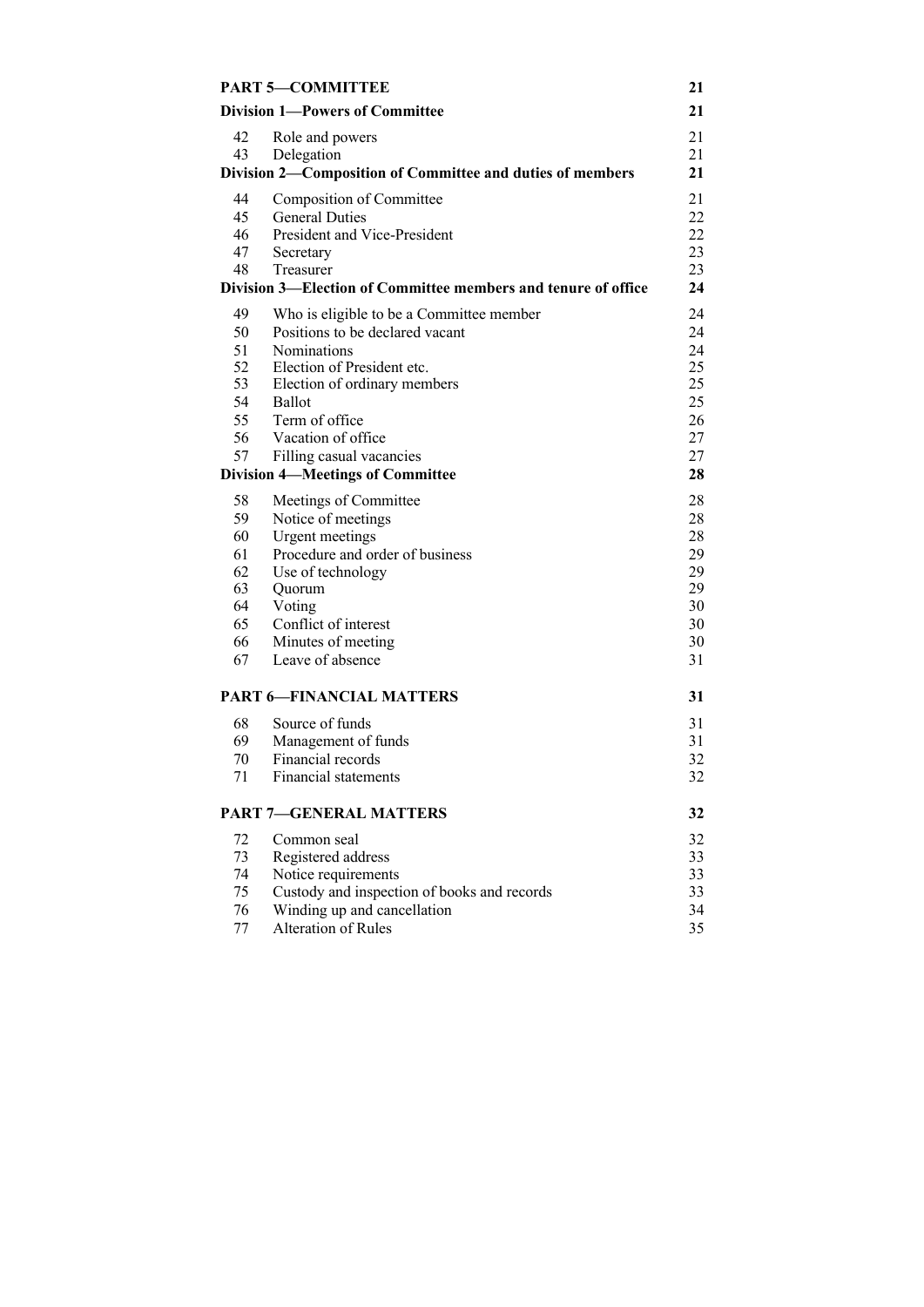| | | |
|---|---|---|
| **PART 5—COMMITTEE** | | **21** |
| **Division 1—Powers of Committee** | | **21** |
| 42 | Role and powers | 21 |
| 43 | Delegation | 21 |
| **Division 2—Composition of Committee and duties of members** | | **21** |
| 44 | Composition of Committee | 21 |
| 45 | General Duties | 22 |
| 46 | President and Vice-President | 22 |
| 47 | Secretary | 23 |
| 48 | Treasurer | 23 |
| **Division 3—Election of Committee members and tenure of office** | | **24** |
| 49 | Who is eligible to be a Committee member | 24 |
| 50 | Positions to be declared vacant | 24 |
| 51 | Nominations | 24 |
| 52 | Election of President etc. | 25 |
| 53 | Election of ordinary members | 25 |
| 54 | Ballot | 25 |
| 55 | Term of office | 26 |
| 56 | Vacation of office | 27 |
| 57 | Filling casual vacancies | 27 |
| **Division 4—Meetings of Committee** | | **28** |
| 58 | Meetings of Committee | 28 |
| 59 | Notice of meetings | 28 |
| 60 | Urgent meetings | 28 |
| 61 | Procedure and order of business | 29 |
| 62 | Use of technology | 29 |
| 63 | Quorum | 29 |
| 64 | Voting | 30 |
| 65 | Conflict of interest | 30 |
| 66 | Minutes of meeting | 30 |
| 67 | Leave of absence | 31 |
| **PART 6—FINANCIAL MATTERS** | | **31** |
| 68 | Source of funds | 31 |
| 69 | Management of funds | 31 |
| 70 | Financial records | 32 |
| 71 | Financial statements | 32 |
| **PART 7—GENERAL MATTERS** | | **32** |
| 72 | Common seal | 32 |
| 73 | Registered address | 33 |
| 74 | Notice requirements | 33 |
| 75 | Custody and inspection of books and records | 33 |
| 76 | Winding up and cancellation | 34 |
| 77 | Alteration of Rules | 35 |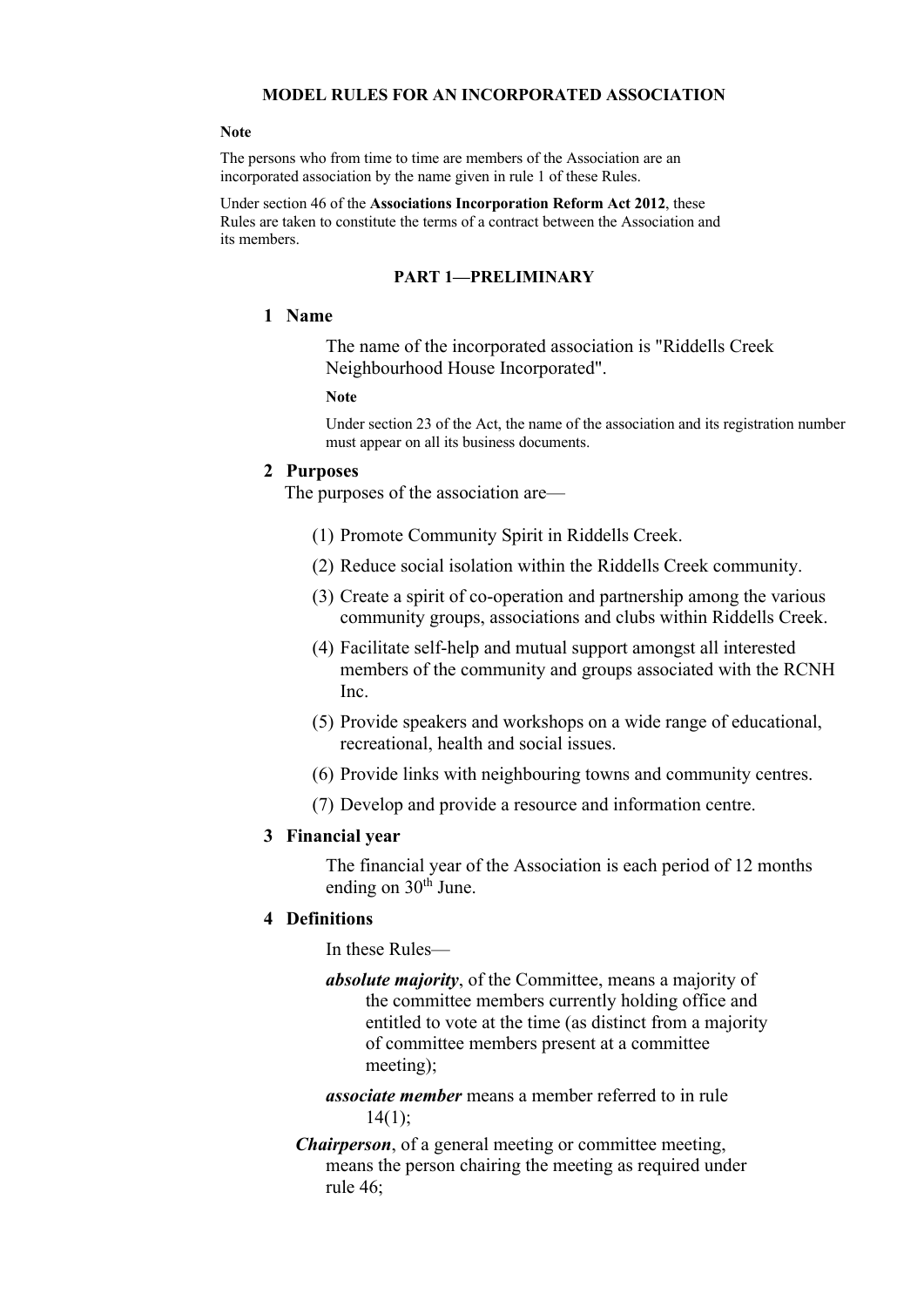# MODEL RULES FOR AN INCORPORATED ASSOCIATION

**Note**

The persons who from time to time are members of the Association are an incorporated association by the name given in rule 1 of these Rules.

Under section 46 of the **Associations Incorporation Reform Act 2012**, these Rules are taken to constitute the terms of a contract between the Association and its members.

## PART 1—PRELIMINARY

### 1 Name

The name of the incorporated association is "Riddells Creek Neighbourhood House Incorporated".

**Note**

Under section 23 of the Act, the name of the association and its registration number must appear on all its business documents.

### 2 Purposes

The purposes of the association are—

(1) Promote Community Spirit in Riddells Creek.

(2) Reduce social isolation within the Riddells Creek community.

(3) Create a spirit of co-operation and partnership among the various community groups, associations and clubs within Riddells Creek.

(4) Facilitate self-help and mutual support amongst all interested members of the community and groups associated with the RCNH Inc.

(5) Provide speakers and workshops on a wide range of educational, recreational, health and social issues.

(6) Provide links with neighbouring towns and community centres.

(7) Develop and provide a resource and information centre.

### 3 Financial year

The financial year of the Association is each period of 12 months ending on 30th June.

### 4 Definitions

In these Rules—

***absolute majority***, of the Committee, means a majority of the committee members currently holding office and entitled to vote at the time (as distinct from a majority of committee members present at a committee meeting);

***associate member*** means a member referred to in rule 14(1);

***Chairperson***, of a general meeting or committee meeting, means the person chairing the meeting as required under rule 46;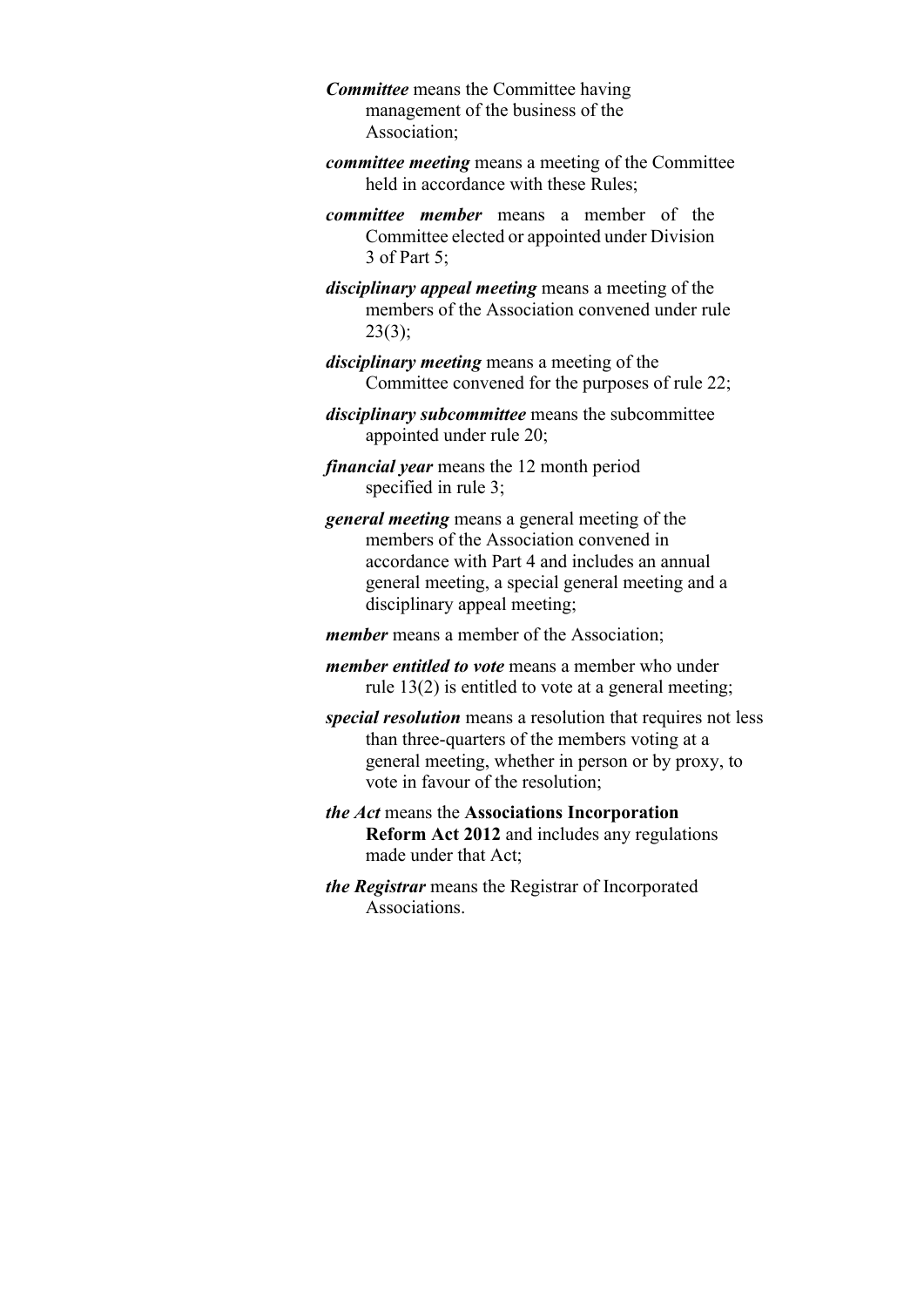***Committee*** means the Committee having management of the business of the Association;

***committee meeting*** means a meeting of the Committee held in accordance with these Rules;

***committee member*** means a member of the Committee elected or appointed under Division 3 of Part 5;

***disciplinary appeal meeting*** means a meeting of the members of the Association convened under rule 23(3);

***disciplinary meeting*** means a meeting of the Committee convened for the purposes of rule 22;

***disciplinary subcommittee*** means the subcommittee appointed under rule 20;

***financial year*** means the 12 month period specified in rule 3;

***general meeting*** means a general meeting of the members of the Association convened in accordance with Part 4 and includes an annual general meeting, a special general meeting and a disciplinary appeal meeting;

***member*** means a member of the Association;

***member entitled to vote*** means a member who under rule 13(2) is entitled to vote at a general meeting;

***special resolution*** means a resolution that requires not less than three-quarters of the members voting at a general meeting, whether in person or by proxy, to vote in favour of the resolution;

***the Act*** means the **Associations Incorporation Reform Act 2012** and includes any regulations made under that Act;

***the Registrar*** means the Registrar of Incorporated Associations.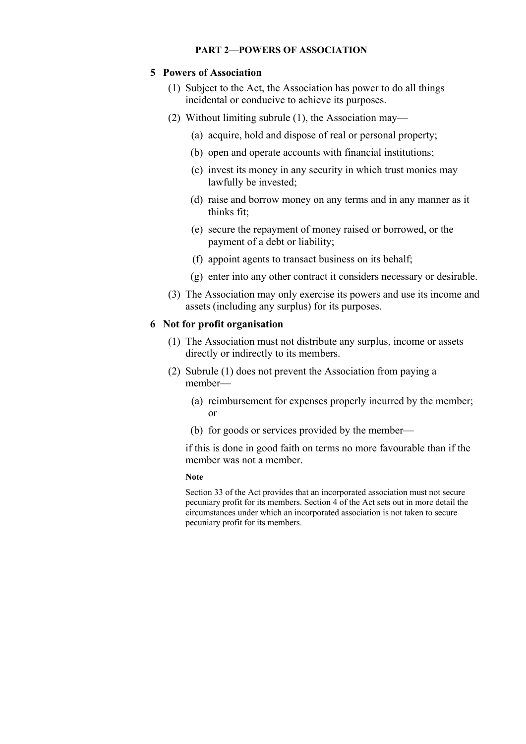## PART 2—POWERS OF ASSOCIATION

### 5 Powers of Association

(1) Subject to the Act, the Association has power to do all things incidental or conducive to achieve its purposes.

(2) Without limiting subrule (1), the Association may—

(a) acquire, hold and dispose of real or personal property;

(b) open and operate accounts with financial institutions;

(c) invest its money in any security in which trust monies may lawfully be invested;

(d) raise and borrow money on any terms and in any manner as it thinks fit;

(e) secure the repayment of money raised or borrowed, or the payment of a debt or liability;

(f) appoint agents to transact business on its behalf;

(g) enter into any other contract it considers necessary or desirable.

(3) The Association may only exercise its powers and use its income and assets (including any surplus) for its purposes.

### 6 Not for profit organisation

(1) The Association must not distribute any surplus, income or assets directly or indirectly to its members.

(2) Subrule (1) does not prevent the Association from paying a member—

(a) reimbursement for expenses properly incurred by the member; or

(b) for goods or services provided by the member—

if this is done in good faith on terms no more favourable than if the member was not a member.

**Note**

Section 33 of the Act provides that an incorporated association must not secure pecuniary profit for its members. Section 4 of the Act sets out in more detail the circumstances under which an incorporated association is not taken to secure pecuniary profit for its members.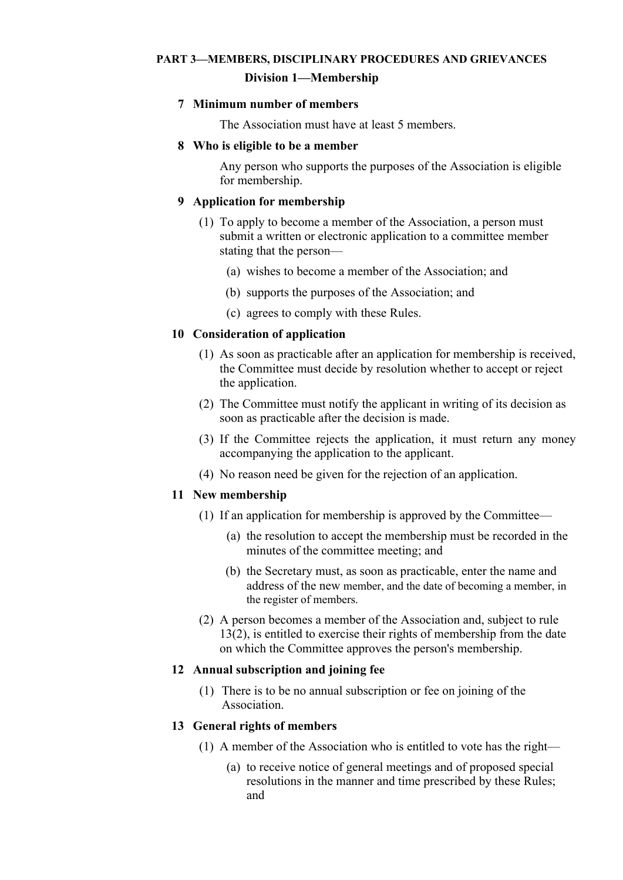## PART 3—MEMBERS, DISCIPLINARY PROCEDURES AND GRIEVANCES

### Division 1—Membership

**7 Minimum number of members**

The Association must have at least 5 members.

**8 Who is eligible to be a member**

Any person who supports the purposes of the Association is eligible for membership.

**9 Application for membership**

(1) To apply to become a member of the Association, a person must submit a written or electronic application to a committee member stating that the person—

(a) wishes to become a member of the Association; and

(b) supports the purposes of the Association; and

(c) agrees to comply with these Rules.

**10 Consideration of application**

(1) As soon as practicable after an application for membership is received, the Committee must decide by resolution whether to accept or reject the application.

(2) The Committee must notify the applicant in writing of its decision as soon as practicable after the decision is made.

(3) If the Committee rejects the application, it must return any money accompanying the application to the applicant.

(4) No reason need be given for the rejection of an application.

**11 New membership**

(1) If an application for membership is approved by the Committee—

(a) the resolution to accept the membership must be recorded in the minutes of the committee meeting; and

(b) the Secretary must, as soon as practicable, enter the name and address of the new member, and the date of becoming a member, in the register of members.

(2) A person becomes a member of the Association and, subject to rule 13(2), is entitled to exercise their rights of membership from the date on which the Committee approves the person's membership.

**12 Annual subscription and joining fee**

(1) There is to be no annual subscription or fee on joining of the Association.

**13 General rights of members**

(1) A member of the Association who is entitled to vote has the right—

(a) to receive notice of general meetings and of proposed special resolutions in the manner and time prescribed by these Rules; and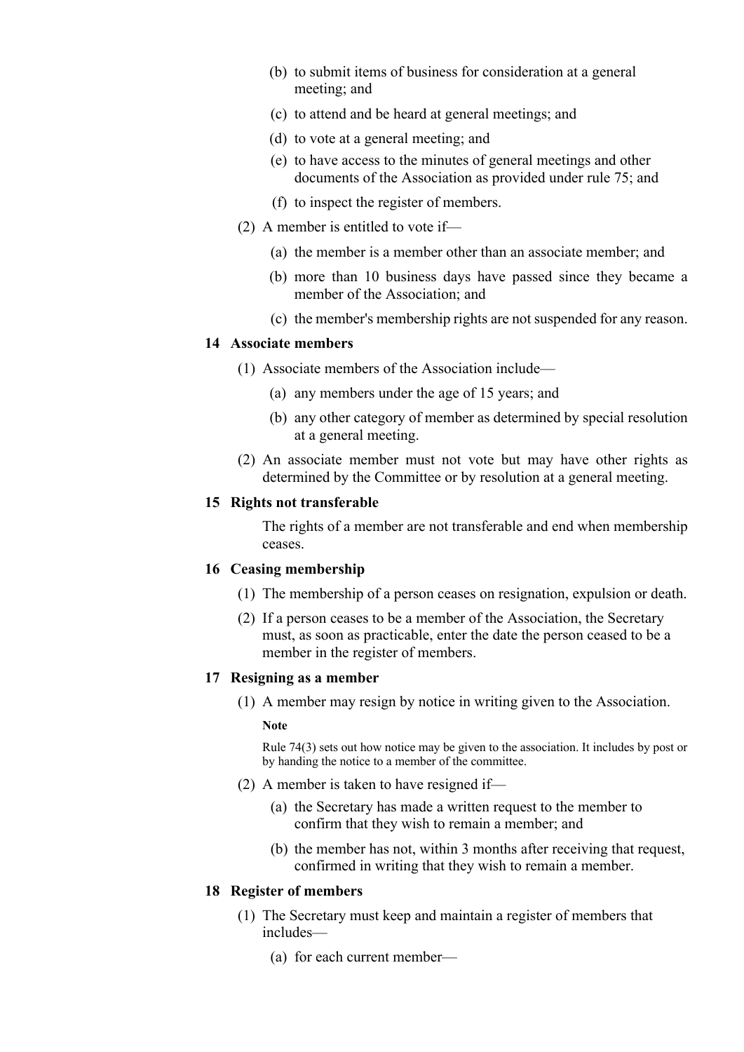(b) to submit items of business for consideration at a general meeting; and

(c) to attend and be heard at general meetings; and

(d) to vote at a general meeting; and

(e) to have access to the minutes of general meetings and other documents of the Association as provided under rule 75; and

(f) to inspect the register of members.

(2) A member is entitled to vote if—

(a) the member is a member other than an associate member; and

(b) more than 10 business days have passed since they became a member of the Association; and

(c) the member's membership rights are not suspended for any reason.

### 14 Associate members

(1) Associate members of the Association include—

(a) any members under the age of 15 years; and

(b) any other category of member as determined by special resolution at a general meeting.

(2) An associate member must not vote but may have other rights as determined by the Committee or by resolution at a general meeting.

### 15 Rights not transferable

The rights of a member are not transferable and end when membership ceases.

### 16 Ceasing membership

(1) The membership of a person ceases on resignation, expulsion or death.

(2) If a person ceases to be a member of the Association, the Secretary must, as soon as practicable, enter the date the person ceased to be a member in the register of members.

### 17 Resigning as a member

(1) A member may resign by notice in writing given to the Association.

**Note**

Rule 74(3) sets out how notice may be given to the association. It includes by post or by handing the notice to a member of the committee.

(2) A member is taken to have resigned if—

(a) the Secretary has made a written request to the member to confirm that they wish to remain a member; and

(b) the member has not, within 3 months after receiving that request, confirmed in writing that they wish to remain a member.

### 18 Register of members

(1) The Secretary must keep and maintain a register of members that includes—

(a) for each current member—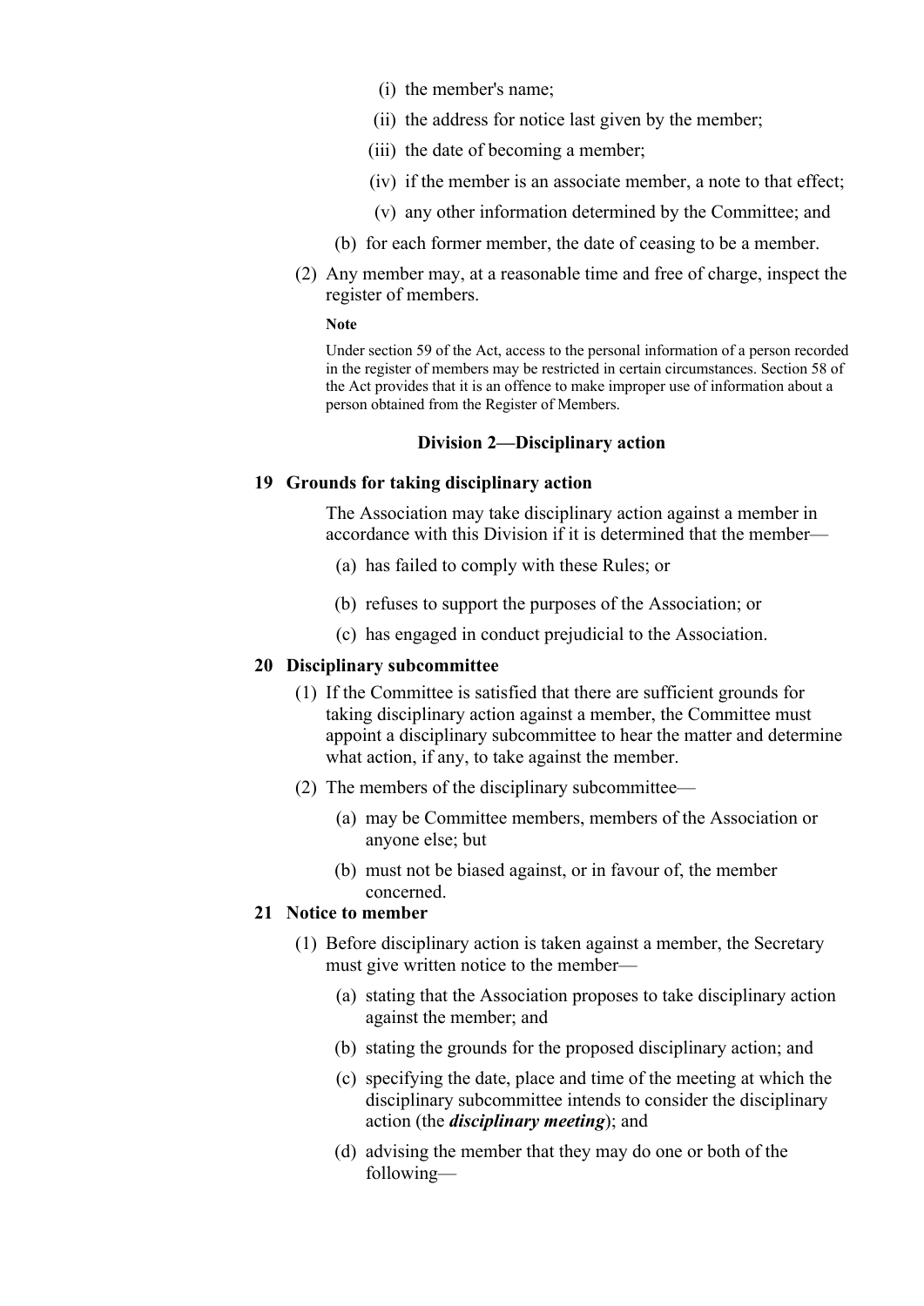(i) the member's name;

(ii) the address for notice last given by the member;

(iii) the date of becoming a member;

(iv) if the member is an associate member, a note to that effect;

(v) any other information determined by the Committee; and

(b) for each former member, the date of ceasing to be a member.

(2) Any member may, at a reasonable time and free of charge, inspect the register of members.

**Note**

Under section 59 of the Act, access to the personal information of a person recorded in the register of members may be restricted in certain circumstances. Section 58 of the Act provides that it is an offence to make improper use of information about a person obtained from the Register of Members.

## Division 2—Disciplinary action

### 19 Grounds for taking disciplinary action

The Association may take disciplinary action against a member in accordance with this Division if it is determined that the member—

(a) has failed to comply with these Rules; or

(b) refuses to support the purposes of the Association; or

(c) has engaged in conduct prejudicial to the Association.

### 20 Disciplinary subcommittee

(1) If the Committee is satisfied that there are sufficient grounds for taking disciplinary action against a member, the Committee must appoint a disciplinary subcommittee to hear the matter and determine what action, if any, to take against the member.

(2) The members of the disciplinary subcommittee—

(a) may be Committee members, members of the Association or anyone else; but

(b) must not be biased against, or in favour of, the member concerned.

### 21 Notice to member

(1) Before disciplinary action is taken against a member, the Secretary must give written notice to the member—

(a) stating that the Association proposes to take disciplinary action against the member; and

(b) stating the grounds for the proposed disciplinary action; and

(c) specifying the date, place and time of the meeting at which the disciplinary subcommittee intends to consider the disciplinary action (the ***disciplinary meeting***); and

(d) advising the member that they may do one or both of the following—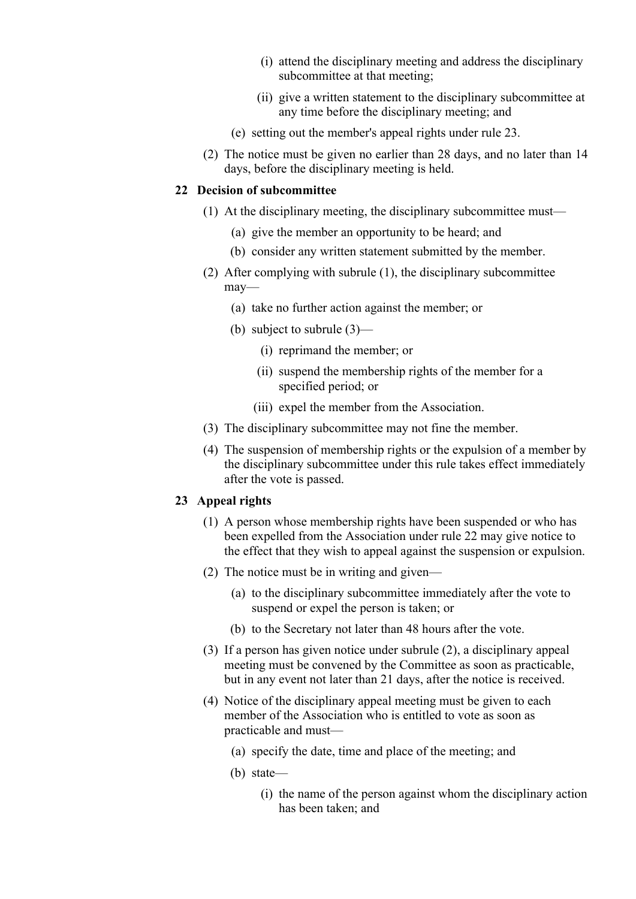(i) attend the disciplinary meeting and address the disciplinary subcommittee at that meeting;

(ii) give a written statement to the disciplinary subcommittee at any time before the disciplinary meeting; and

(e) setting out the member's appeal rights under rule 23.

(2) The notice must be given no earlier than 28 days, and no later than 14 days, before the disciplinary meeting is held.

### 22 Decision of subcommittee

(1) At the disciplinary meeting, the disciplinary subcommittee must—

(a) give the member an opportunity to be heard; and

(b) consider any written statement submitted by the member.

(2) After complying with subrule (1), the disciplinary subcommittee may—

(a) take no further action against the member; or

(b) subject to subrule (3)—

(i) reprimand the member; or

(ii) suspend the membership rights of the member for a specified period; or

(iii) expel the member from the Association.

(3) The disciplinary subcommittee may not fine the member.

(4) The suspension of membership rights or the expulsion of a member by the disciplinary subcommittee under this rule takes effect immediately after the vote is passed.

### 23 Appeal rights

(1) A person whose membership rights have been suspended or who has been expelled from the Association under rule 22 may give notice to the effect that they wish to appeal against the suspension or expulsion.

(2) The notice must be in writing and given—

(a) to the disciplinary subcommittee immediately after the vote to suspend or expel the person is taken; or

(b) to the Secretary not later than 48 hours after the vote.

(3) If a person has given notice under subrule (2), a disciplinary appeal meeting must be convened by the Committee as soon as practicable, but in any event not later than 21 days, after the notice is received.

(4) Notice of the disciplinary appeal meeting must be given to each member of the Association who is entitled to vote as soon as practicable and must—

(a) specify the date, time and place of the meeting; and

(b) state—

(i) the name of the person against whom the disciplinary action has been taken; and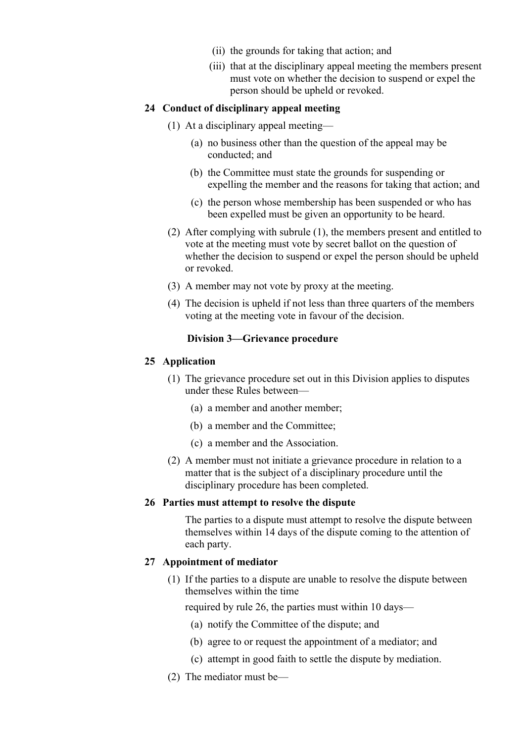(ii) the grounds for taking that action; and

(iii) that at the disciplinary appeal meeting the members present must vote on whether the decision to suspend or expel the person should be upheld or revoked.

### 24 Conduct of disciplinary appeal meeting

(1) At a disciplinary appeal meeting—

(a) no business other than the question of the appeal may be conducted; and

(b) the Committee must state the grounds for suspending or expelling the member and the reasons for taking that action; and

(c) the person whose membership has been suspended or who has been expelled must be given an opportunity to be heard.

(2) After complying with subrule (1), the members present and entitled to vote at the meeting must vote by secret ballot on the question of whether the decision to suspend or expel the person should be upheld or revoked.

(3) A member may not vote by proxy at the meeting.

(4) The decision is upheld if not less than three quarters of the members voting at the meeting vote in favour of the decision.

## Division 3—Grievance procedure

### 25 Application

(1) The grievance procedure set out in this Division applies to disputes under these Rules between—

(a) a member and another member;

(b) a member and the Committee;

(c) a member and the Association.

(2) A member must not initiate a grievance procedure in relation to a matter that is the subject of a disciplinary procedure until the disciplinary procedure has been completed.

### 26 Parties must attempt to resolve the dispute

The parties to a dispute must attempt to resolve the dispute between themselves within 14 days of the dispute coming to the attention of each party.

### 27 Appointment of mediator

(1) If the parties to a dispute are unable to resolve the dispute between themselves within the time

required by rule 26, the parties must within 10 days—

(a) notify the Committee of the dispute; and

(b) agree to or request the appointment of a mediator; and

(c) attempt in good faith to settle the dispute by mediation.

(2) The mediator must be—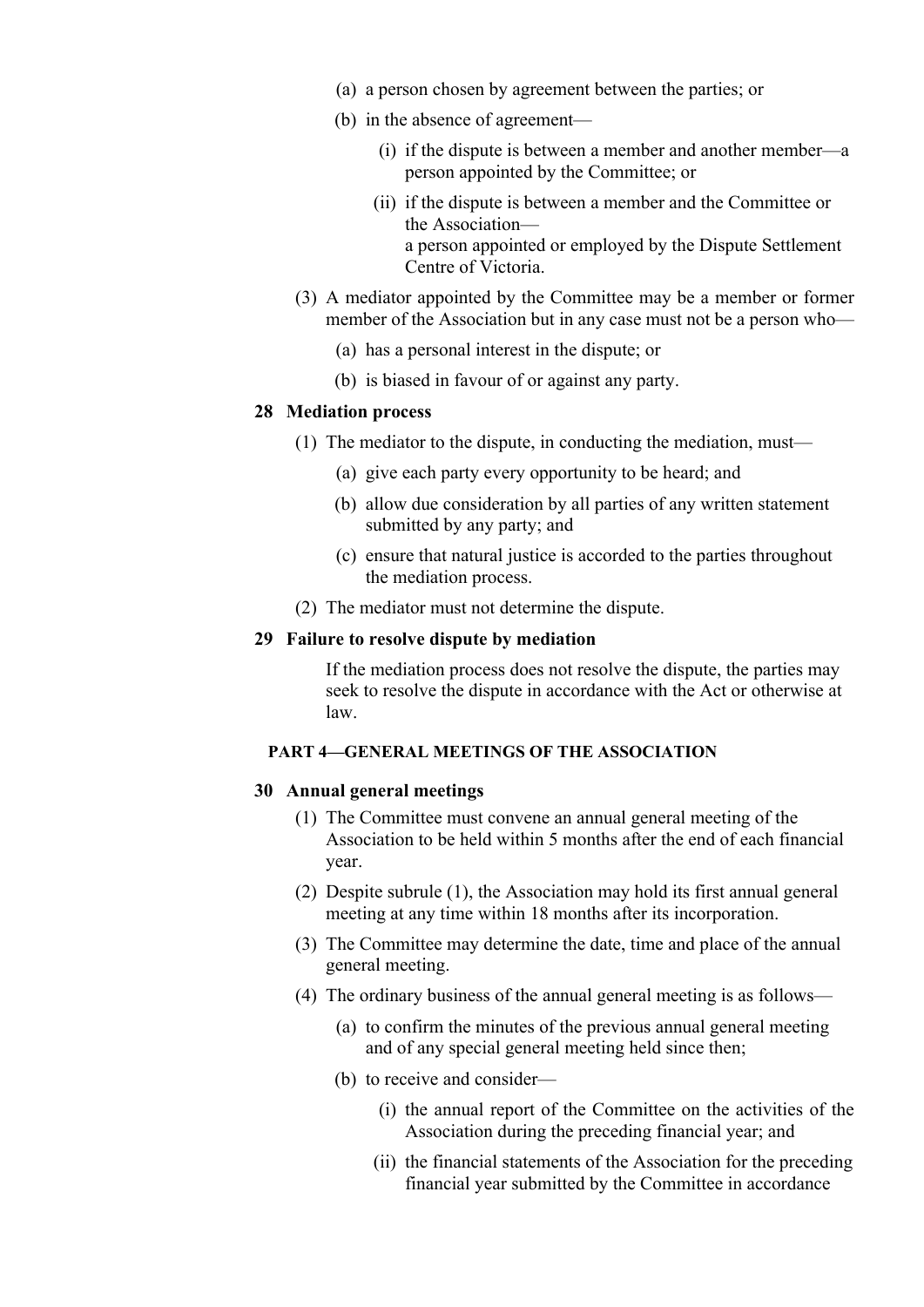(a) a person chosen by agreement between the parties; or

(b) in the absence of agreement—

(i) if the dispute is between a member and another member—a person appointed by the Committee; or

(ii) if the dispute is between a member and the Committee or the Association—
a person appointed or employed by the Dispute Settlement Centre of Victoria.

(3) A mediator appointed by the Committee may be a member or former member of the Association but in any case must not be a person who—

(a) has a personal interest in the dispute; or

(b) is biased in favour of or against any party.

### 28 Mediation process

(1) The mediator to the dispute, in conducting the mediation, must—

(a) give each party every opportunity to be heard; and

(b) allow due consideration by all parties of any written statement submitted by any party; and

(c) ensure that natural justice is accorded to the parties throughout the mediation process.

(2) The mediator must not determine the dispute.

### 29 Failure to resolve dispute by mediation

If the mediation process does not resolve the dispute, the parties may seek to resolve the dispute in accordance with the Act or otherwise at law.

## PART 4—GENERAL MEETINGS OF THE ASSOCIATION

### 30 Annual general meetings

(1) The Committee must convene an annual general meeting of the Association to be held within 5 months after the end of each financial year.

(2) Despite subrule (1), the Association may hold its first annual general meeting at any time within 18 months after its incorporation.

(3) The Committee may determine the date, time and place of the annual general meeting.

(4) The ordinary business of the annual general meeting is as follows—

(a) to confirm the minutes of the previous annual general meeting and of any special general meeting held since then;

(b) to receive and consider—

(i) the annual report of the Committee on the activities of the Association during the preceding financial year; and

(ii) the financial statements of the Association for the preceding financial year submitted by the Committee in accordance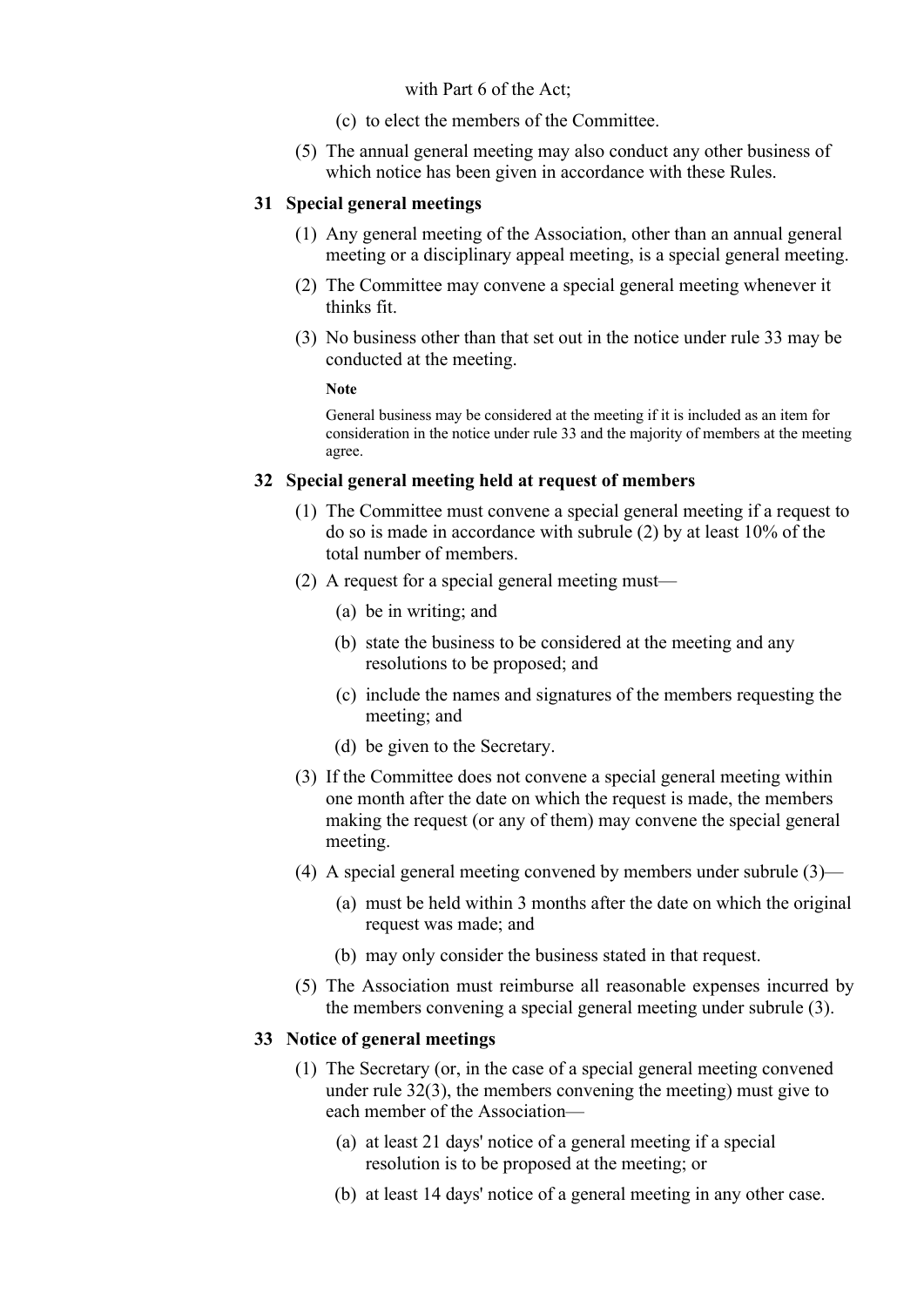with Part 6 of the Act;

(c) to elect the members of the Committee.

(5) The annual general meeting may also conduct any other business of which notice has been given in accordance with these Rules.

### 31 Special general meetings

(1) Any general meeting of the Association, other than an annual general meeting or a disciplinary appeal meeting, is a special general meeting.

(2) The Committee may convene a special general meeting whenever it thinks fit.

(3) No business other than that set out in the notice under rule 33 may be conducted at the meeting.

**Note**

General business may be considered at the meeting if it is included as an item for consideration in the notice under rule 33 and the majority of members at the meeting agree.

### 32 Special general meeting held at request of members

(1) The Committee must convene a special general meeting if a request to do so is made in accordance with subrule (2) by at least 10% of the total number of members.

(2) A request for a special general meeting must—

(a) be in writing; and

(b) state the business to be considered at the meeting and any resolutions to be proposed; and

(c) include the names and signatures of the members requesting the meeting; and

(d) be given to the Secretary.

(3) If the Committee does not convene a special general meeting within one month after the date on which the request is made, the members making the request (or any of them) may convene the special general meeting.

(4) A special general meeting convened by members under subrule (3)—

(a) must be held within 3 months after the date on which the original request was made; and

(b) may only consider the business stated in that request.

(5) The Association must reimburse all reasonable expenses incurred by the members convening a special general meeting under subrule (3).

### 33 Notice of general meetings

(1) The Secretary (or, in the case of a special general meeting convened under rule 32(3), the members convening the meeting) must give to each member of the Association—

(a) at least 21 days' notice of a general meeting if a special resolution is to be proposed at the meeting; or

(b) at least 14 days' notice of a general meeting in any other case.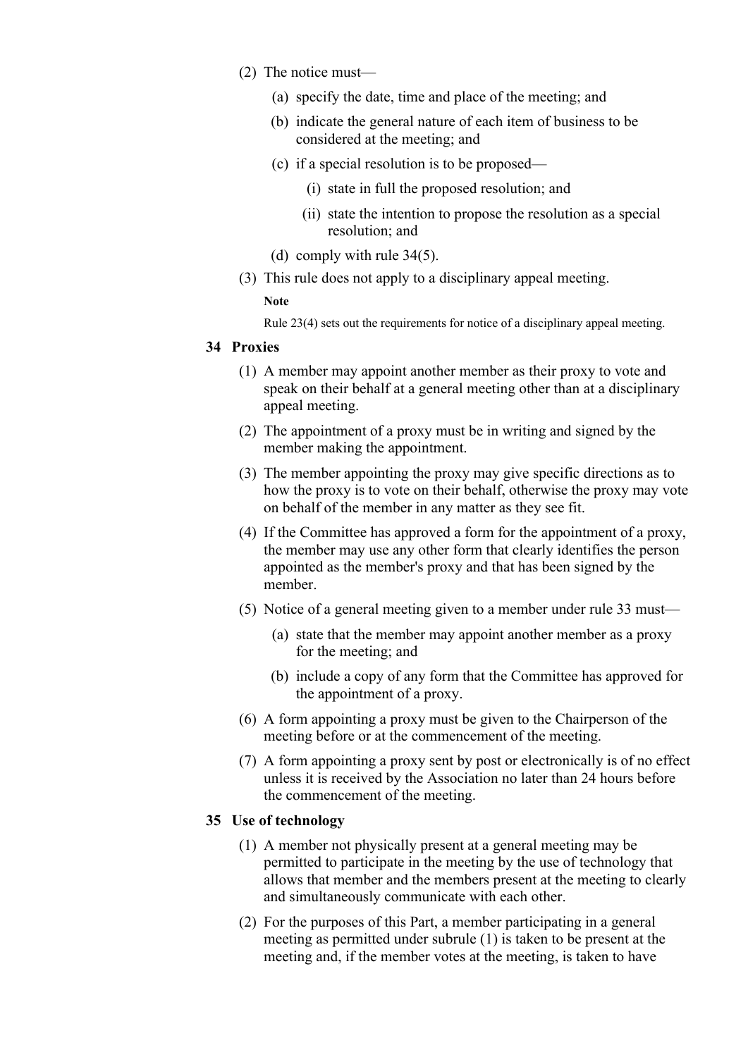(2) The notice must—

   (a) specify the date, time and place of the meeting; and

   (b) indicate the general nature of each item of business to be considered at the meeting; and

   (c) if a special resolution is to be proposed—

      (i) state in full the proposed resolution; and

      (ii) state the intention to propose the resolution as a special resolution; and

   (d) comply with rule 34(5).

(3) This rule does not apply to a disciplinary appeal meeting.

**Note**

Rule 23(4) sets out the requirements for notice of a disciplinary appeal meeting.

### 34 Proxies

(1) A member may appoint another member as their proxy to vote and speak on their behalf at a general meeting other than at a disciplinary appeal meeting.

(2) The appointment of a proxy must be in writing and signed by the member making the appointment.

(3) The member appointing the proxy may give specific directions as to how the proxy is to vote on their behalf, otherwise the proxy may vote on behalf of the member in any matter as they see fit.

(4) If the Committee has approved a form for the appointment of a proxy, the member may use any other form that clearly identifies the person appointed as the member's proxy and that has been signed by the member.

(5) Notice of a general meeting given to a member under rule 33 must—

   (a) state that the member may appoint another member as a proxy for the meeting; and

   (b) include a copy of any form that the Committee has approved for the appointment of a proxy.

(6) A form appointing a proxy must be given to the Chairperson of the meeting before or at the commencement of the meeting.

(7) A form appointing a proxy sent by post or electronically is of no effect unless it is received by the Association no later than 24 hours before the commencement of the meeting.

### 35 Use of technology

(1) A member not physically present at a general meeting may be permitted to participate in the meeting by the use of technology that allows that member and the members present at the meeting to clearly and simultaneously communicate with each other.

(2) For the purposes of this Part, a member participating in a general meeting as permitted under subrule (1) is taken to be present at the meeting and, if the member votes at the meeting, is taken to have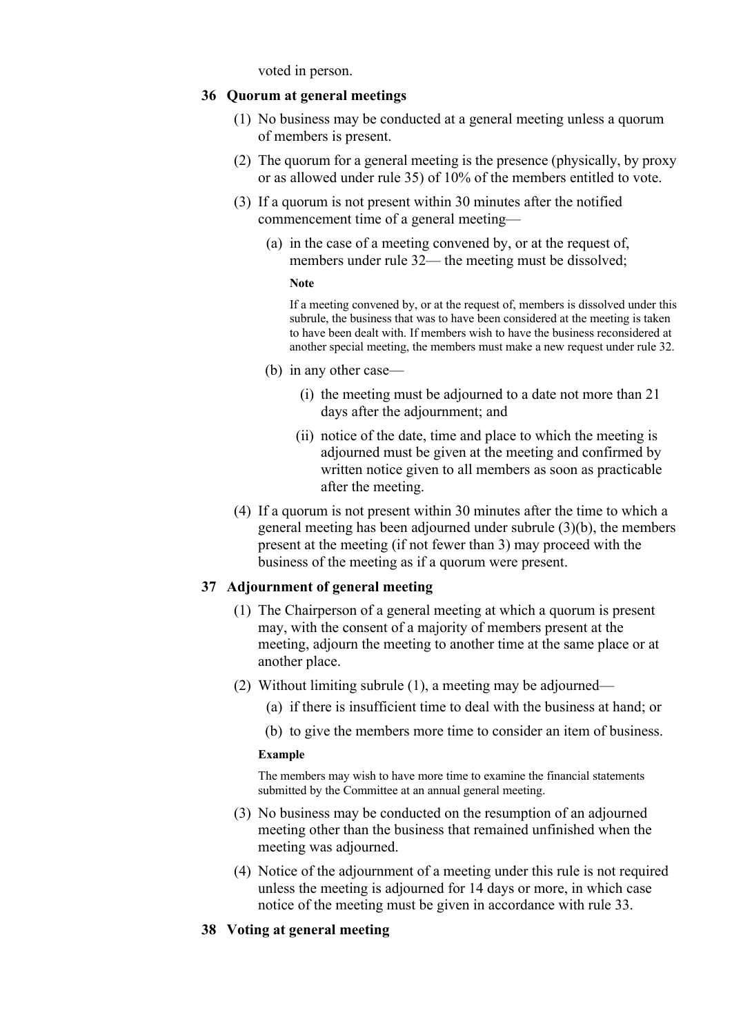voted in person.

### 36 Quorum at general meetings

(1) No business may be conducted at a general meeting unless a quorum of members is present.

(2) The quorum for a general meeting is the presence (physically, by proxy or as allowed under rule 35) of 10% of the members entitled to vote.

(3) If a quorum is not present within 30 minutes after the notified commencement time of a general meeting—

(a) in the case of a meeting convened by, or at the request of, members under rule 32— the meeting must be dissolved;

**Note**

If a meeting convened by, or at the request of, members is dissolved under this subrule, the business that was to have been considered at the meeting is taken to have been dealt with. If members wish to have the business reconsidered at another special meeting, the members must make a new request under rule 32.

(b) in any other case—

(i) the meeting must be adjourned to a date not more than 21 days after the adjournment; and

(ii) notice of the date, time and place to which the meeting is adjourned must be given at the meeting and confirmed by written notice given to all members as soon as practicable after the meeting.

(4) If a quorum is not present within 30 minutes after the time to which a general meeting has been adjourned under subrule (3)(b), the members present at the meeting (if not fewer than 3) may proceed with the business of the meeting as if a quorum were present.

### 37 Adjournment of general meeting

(1) The Chairperson of a general meeting at which a quorum is present may, with the consent of a majority of members present at the meeting, adjourn the meeting to another time at the same place or at another place.

(2) Without limiting subrule (1), a meeting may be adjourned—

(a) if there is insufficient time to deal with the business at hand; or

(b) to give the members more time to consider an item of business.

**Example**

The members may wish to have more time to examine the financial statements submitted by the Committee at an annual general meeting.

(3) No business may be conducted on the resumption of an adjourned meeting other than the business that remained unfinished when the meeting was adjourned.

(4) Notice of the adjournment of a meeting under this rule is not required unless the meeting is adjourned for 14 days or more, in which case notice of the meeting must be given in accordance with rule 33.

### 38 Voting at general meeting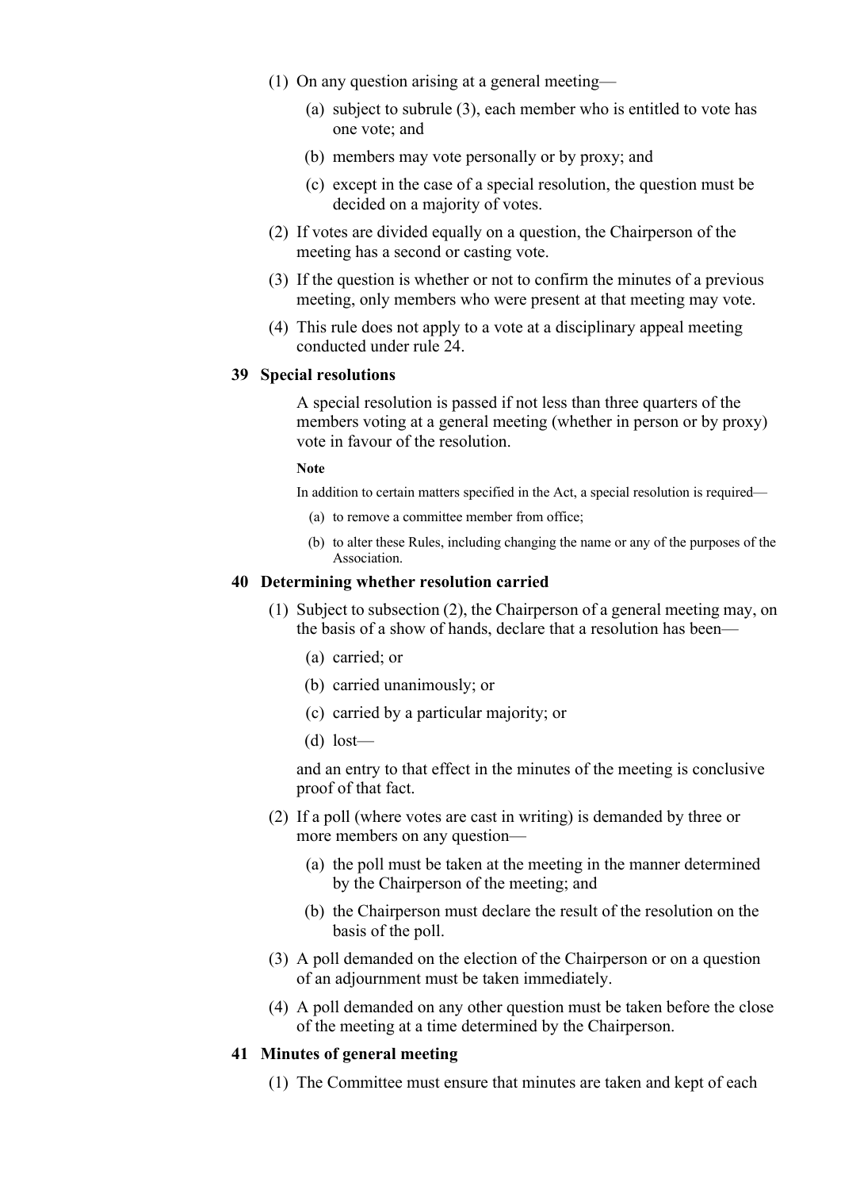(1) On any question arising at a general meeting—

(a) subject to subrule (3), each member who is entitled to vote has one vote; and

(b) members may vote personally or by proxy; and

(c) except in the case of a special resolution, the question must be decided on a majority of votes.

(2) If votes are divided equally on a question, the Chairperson of the meeting has a second or casting vote.

(3) If the question is whether or not to confirm the minutes of a previous meeting, only members who were present at that meeting may vote.

(4) This rule does not apply to a vote at a disciplinary appeal meeting conducted under rule 24.

### 39 Special resolutions

A special resolution is passed if not less than three quarters of the members voting at a general meeting (whether in person or by proxy) vote in favour of the resolution.

**Note**

In addition to certain matters specified in the Act, a special resolution is required—

(a) to remove a committee member from office;

(b) to alter these Rules, including changing the name or any of the purposes of the Association.

### 40 Determining whether resolution carried

(1) Subject to subsection (2), the Chairperson of a general meeting may, on the basis of a show of hands, declare that a resolution has been—

(a) carried; or

(b) carried unanimously; or

(c) carried by a particular majority; or

(d) lost—

and an entry to that effect in the minutes of the meeting is conclusive proof of that fact.

(2) If a poll (where votes are cast in writing) is demanded by three or more members on any question—

(a) the poll must be taken at the meeting in the manner determined by the Chairperson of the meeting; and

(b) the Chairperson must declare the result of the resolution on the basis of the poll.

(3) A poll demanded on the election of the Chairperson or on a question of an adjournment must be taken immediately.

(4) A poll demanded on any other question must be taken before the close of the meeting at a time determined by the Chairperson.

### 41 Minutes of general meeting

(1) The Committee must ensure that minutes are taken and kept of each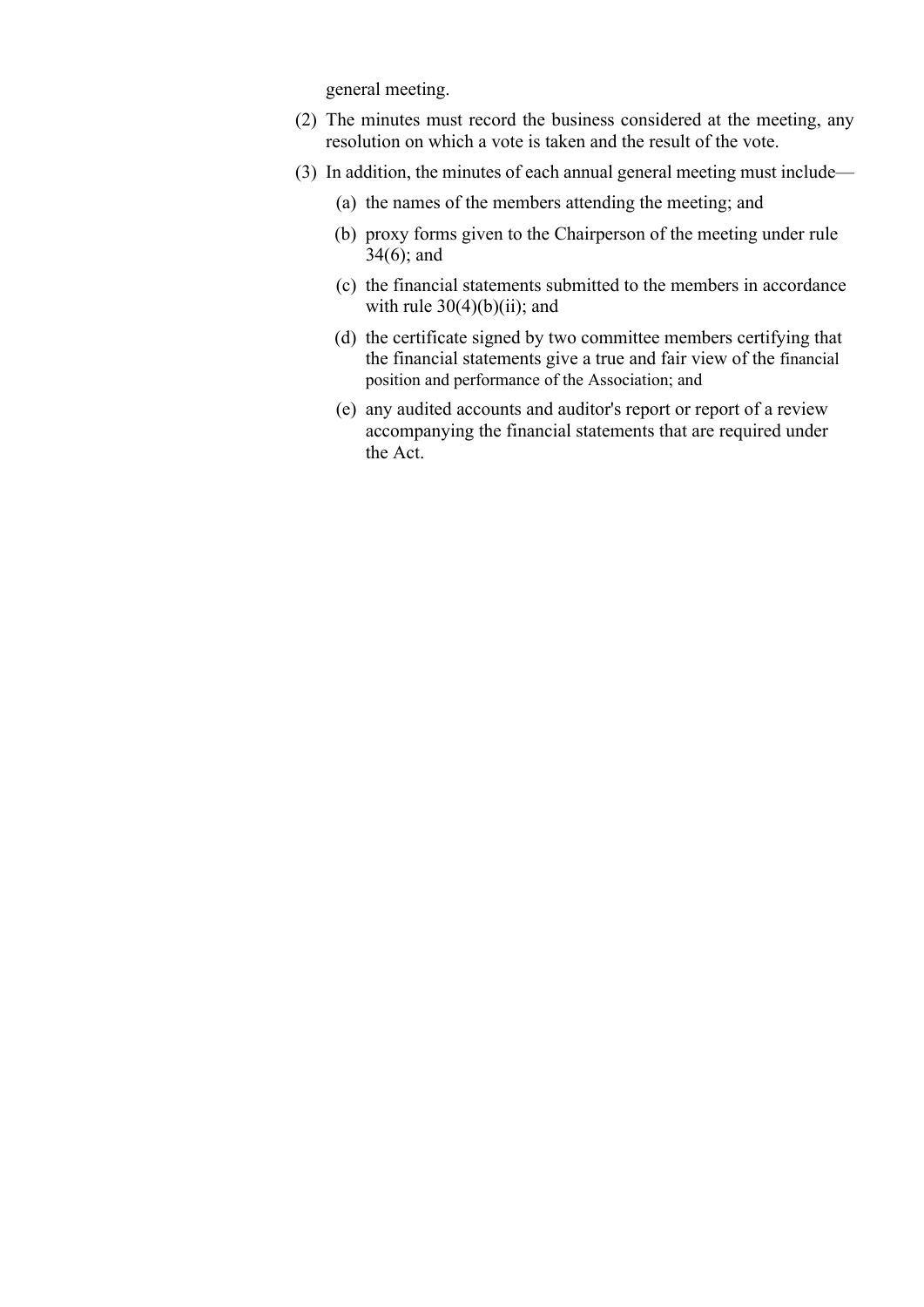general meeting.

(2) The minutes must record the business considered at the meeting, any resolution on which a vote is taken and the result of the vote.

(3) In addition, the minutes of each annual general meeting must include—

  (a) the names of the members attending the meeting; and

  (b) proxy forms given to the Chairperson of the meeting under rule 34(6); and

  (c) the financial statements submitted to the members in accordance with rule 30(4)(b)(ii); and

  (d) the certificate signed by two committee members certifying that the financial statements give a true and fair view of the financial position and performance of the Association; and

  (e) any audited accounts and auditor's report or report of a review accompanying the financial statements that are required under the Act.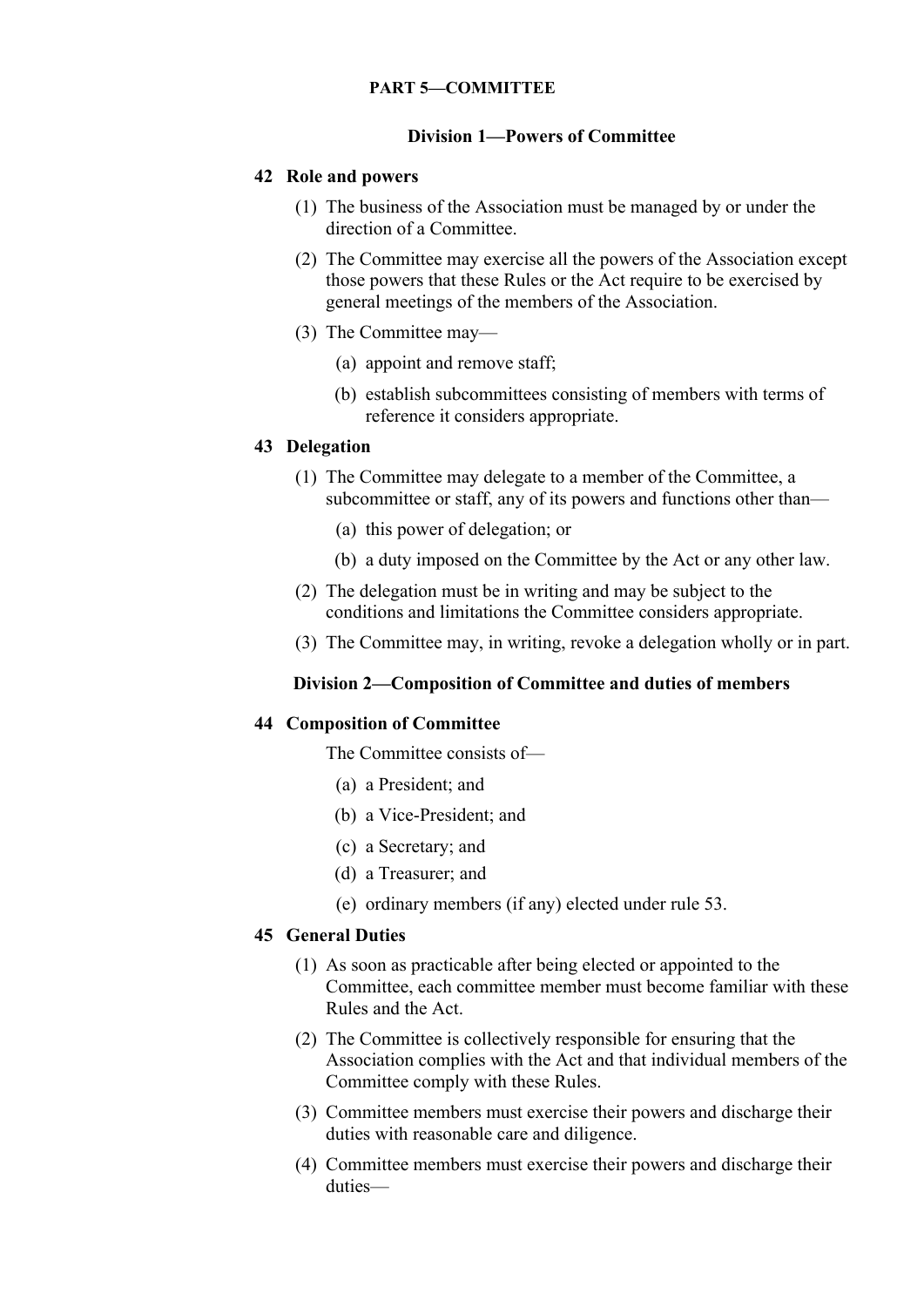## PART 5—COMMITTEE

### Division 1—Powers of Committee

**42 Role and powers**

(1) The business of the Association must be managed by or under the direction of a Committee.

(2) The Committee may exercise all the powers of the Association except those powers that these Rules or the Act require to be exercised by general meetings of the members of the Association.

(3) The Committee may—

- (a) appoint and remove staff;
- (b) establish subcommittees consisting of members with terms of reference it considers appropriate.

**43 Delegation**

(1) The Committee may delegate to a member of the Committee, a subcommittee or staff, any of its powers and functions other than—

- (a) this power of delegation; or
- (b) a duty imposed on the Committee by the Act or any other law.

(2) The delegation must be in writing and may be subject to the conditions and limitations the Committee considers appropriate.

(3) The Committee may, in writing, revoke a delegation wholly or in part.

### Division 2—Composition of Committee and duties of members

**44 Composition of Committee**

The Committee consists of—

- (a) a President; and
- (b) a Vice-President; and
- (c) a Secretary; and
- (d) a Treasurer; and
- (e) ordinary members (if any) elected under rule 53.

**45 General Duties**

(1) As soon as practicable after being elected or appointed to the Committee, each committee member must become familiar with these Rules and the Act.

(2) The Committee is collectively responsible for ensuring that the Association complies with the Act and that individual members of the Committee comply with these Rules.

(3) Committee members must exercise their powers and discharge their duties with reasonable care and diligence.

(4) Committee members must exercise their powers and discharge their duties—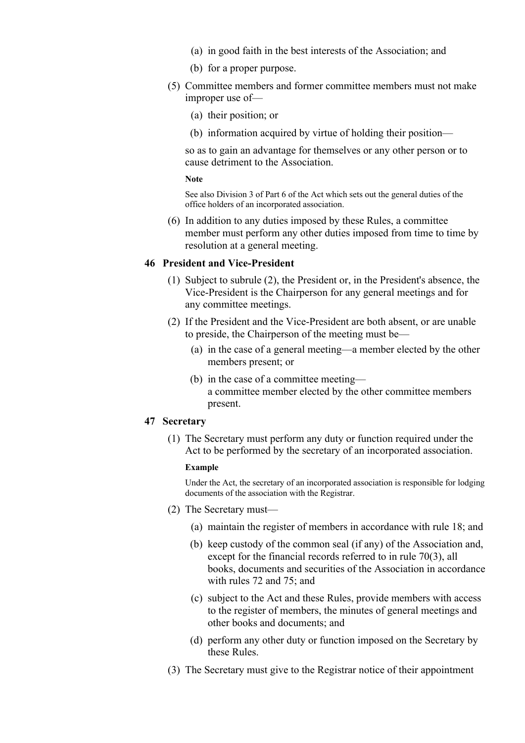(a) in good faith in the best interests of the Association; and

(b) for a proper purpose.

(5) Committee members and former committee members must not make improper use of—

(a) their position; or

(b) information acquired by virtue of holding their position—

so as to gain an advantage for themselves or any other person or to cause detriment to the Association.

**Note**

See also Division 3 of Part 6 of the Act which sets out the general duties of the office holders of an incorporated association.

(6) In addition to any duties imposed by these Rules, a committee member must perform any other duties imposed from time to time by resolution at a general meeting.

### 46 President and Vice-President

(1) Subject to subrule (2), the President or, in the President's absence, the Vice-President is the Chairperson for any general meetings and for any committee meetings.

(2) If the President and the Vice-President are both absent, or are unable to preside, the Chairperson of the meeting must be—

(a) in the case of a general meeting—a member elected by the other members present; or

(b) in the case of a committee meeting—
a committee member elected by the other committee members present.

### 47 Secretary

(1) The Secretary must perform any duty or function required under the Act to be performed by the secretary of an incorporated association.

**Example**

Under the Act, the secretary of an incorporated association is responsible for lodging documents of the association with the Registrar.

(2) The Secretary must—

(a) maintain the register of members in accordance with rule 18; and

(b) keep custody of the common seal (if any) of the Association and, except for the financial records referred to in rule 70(3), all books, documents and securities of the Association in accordance with rules 72 and 75; and

(c) subject to the Act and these Rules, provide members with access to the register of members, the minutes of general meetings and other books and documents; and

(d) perform any other duty or function imposed on the Secretary by these Rules.

(3) The Secretary must give to the Registrar notice of their appointment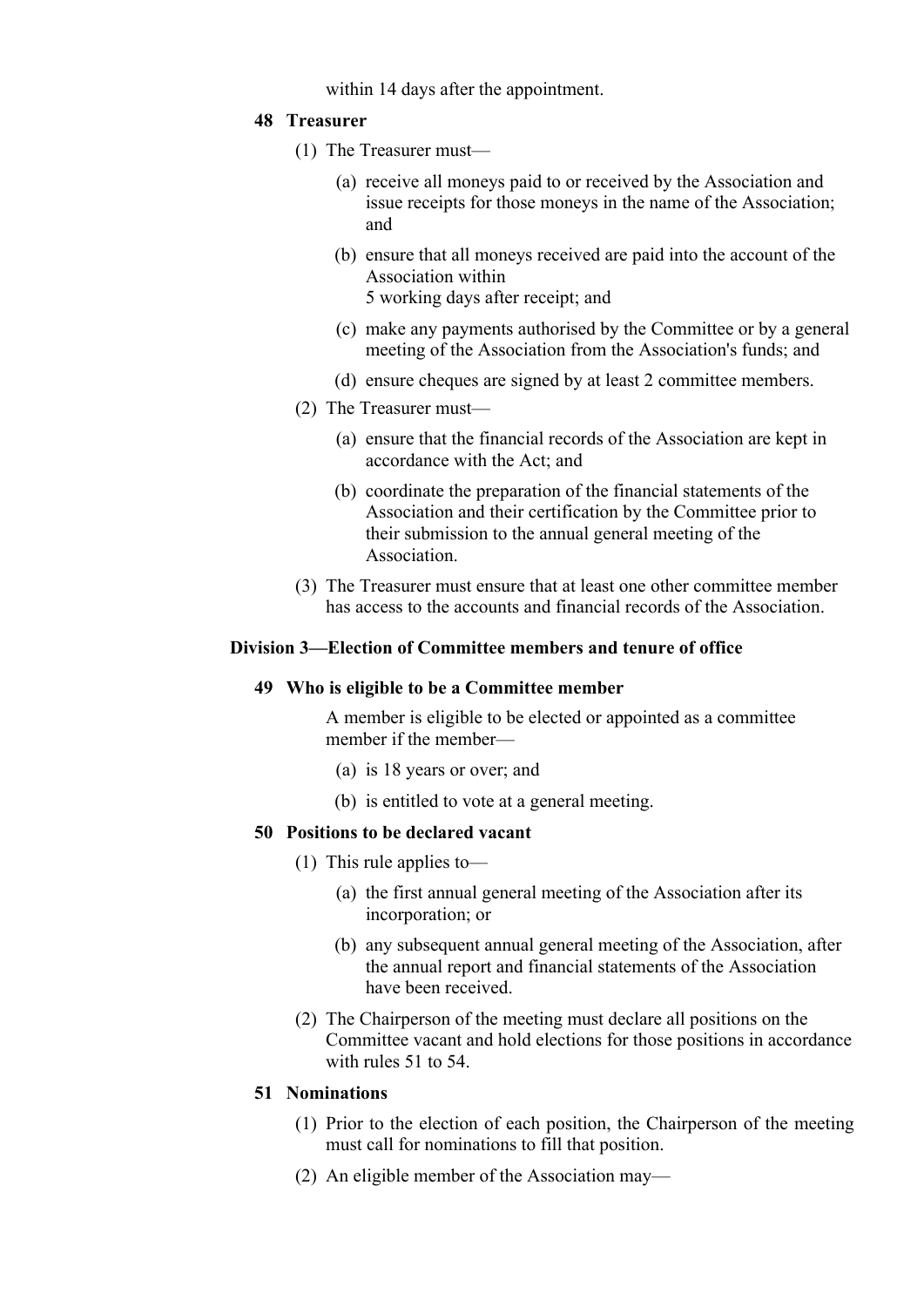within 14 days after the appointment.

### 48 Treasurer

(1) The Treasurer must—

- (a) receive all moneys paid to or received by the Association and issue receipts for those moneys in the name of the Association; and
- (b) ensure that all moneys received are paid into the account of the Association within 5 working days after receipt; and
- (c) make any payments authorised by the Committee or by a general meeting of the Association from the Association's funds; and
- (d) ensure cheques are signed by at least 2 committee members.

(2) The Treasurer must—

- (a) ensure that the financial records of the Association are kept in accordance with the Act; and
- (b) coordinate the preparation of the financial statements of the Association and their certification by the Committee prior to their submission to the annual general meeting of the Association.

(3) The Treasurer must ensure that at least one other committee member has access to the accounts and financial records of the Association.

## Division 3—Election of Committee members and tenure of office

### 49 Who is eligible to be a Committee member

A member is eligible to be elected or appointed as a committee member if the member—

- (a) is 18 years or over; and
- (b) is entitled to vote at a general meeting.

### 50 Positions to be declared vacant

(1) This rule applies to—

- (a) the first annual general meeting of the Association after its incorporation; or
- (b) any subsequent annual general meeting of the Association, after the annual report and financial statements of the Association have been received.

(2) The Chairperson of the meeting must declare all positions on the Committee vacant and hold elections for those positions in accordance with rules 51 to 54.

### 51 Nominations

(1) Prior to the election of each position, the Chairperson of the meeting must call for nominations to fill that position.

(2) An eligible member of the Association may—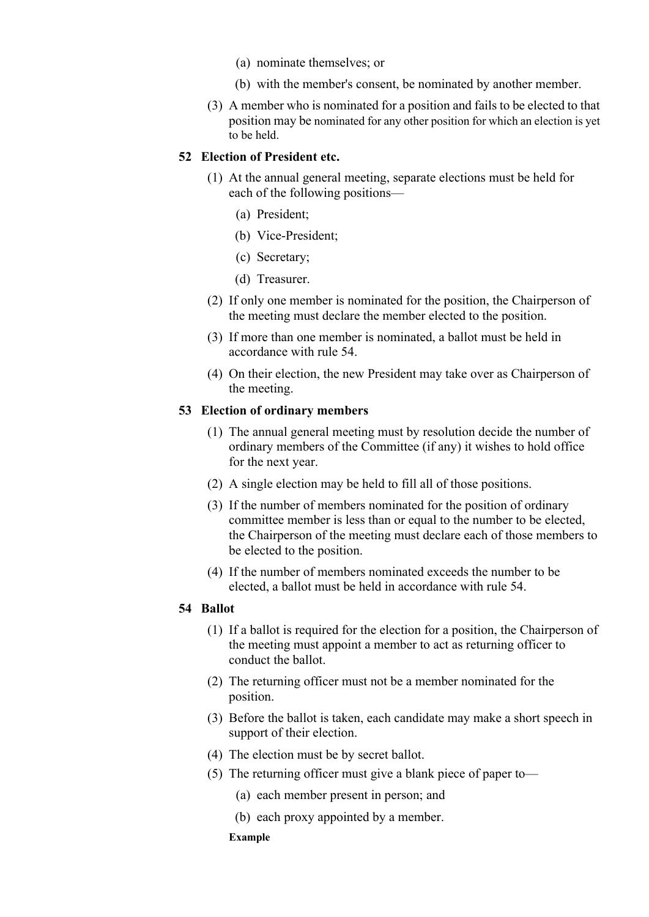(a) nominate themselves; or

(b) with the member's consent, be nominated by another member.

(3) A member who is nominated for a position and fails to be elected to that position may be nominated for any other position for which an election is yet to be held.

### 52 Election of President etc.

(1) At the annual general meeting, separate elections must be held for each of the following positions—

(a) President;

(b) Vice-President;

(c) Secretary;

(d) Treasurer.

(2) If only one member is nominated for the position, the Chairperson of the meeting must declare the member elected to the position.

(3) If more than one member is nominated, a ballot must be held in accordance with rule 54.

(4) On their election, the new President may take over as Chairperson of the meeting.

### 53 Election of ordinary members

(1) The annual general meeting must by resolution decide the number of ordinary members of the Committee (if any) it wishes to hold office for the next year.

(2) A single election may be held to fill all of those positions.

(3) If the number of members nominated for the position of ordinary committee member is less than or equal to the number to be elected, the Chairperson of the meeting must declare each of those members to be elected to the position.

(4) If the number of members nominated exceeds the number to be elected, a ballot must be held in accordance with rule 54.

### 54 Ballot

(1) If a ballot is required for the election for a position, the Chairperson of the meeting must appoint a member to act as returning officer to conduct the ballot.

(2) The returning officer must not be a member nominated for the position.

(3) Before the ballot is taken, each candidate may make a short speech in support of their election.

(4) The election must be by secret ballot.

(5) The returning officer must give a blank piece of paper to—

(a) each member present in person; and

(b) each proxy appointed by a member.

**Example**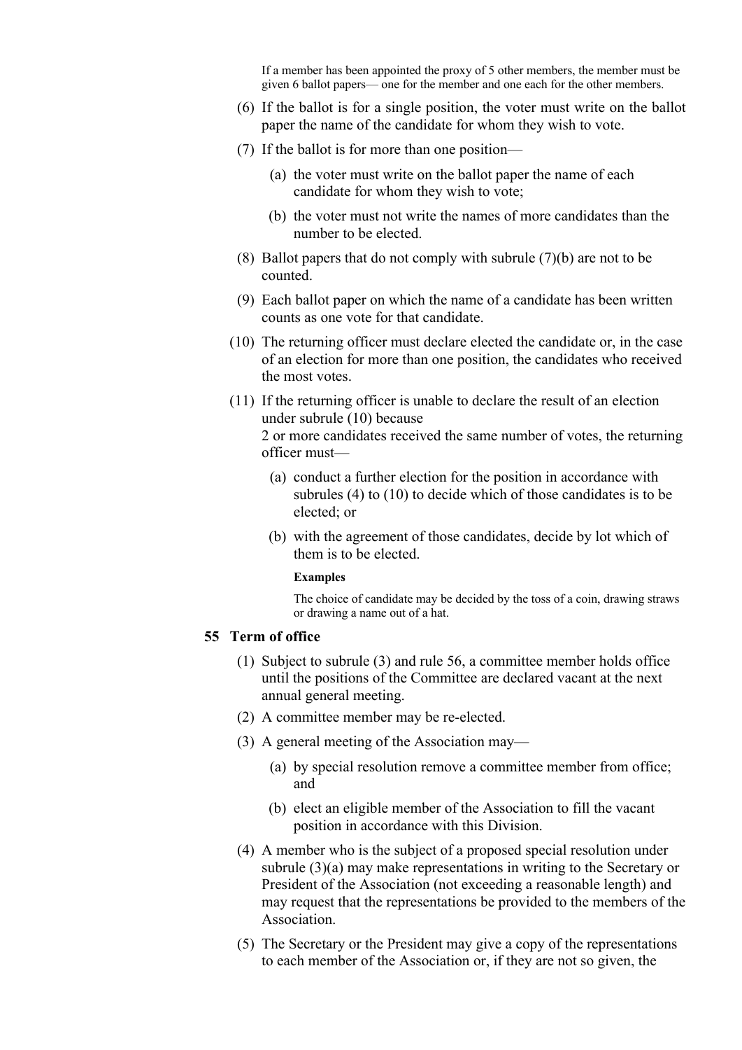If a member has been appointed the proxy of 5 other members, the member must be given 6 ballot papers— one for the member and one each for the other members.

(6) If the ballot is for a single position, the voter must write on the ballot paper the name of the candidate for whom they wish to vote.

(7) If the ballot is for more than one position—

(a) the voter must write on the ballot paper the name of each candidate for whom they wish to vote;

(b) the voter must not write the names of more candidates than the number to be elected.

(8) Ballot papers that do not comply with subrule (7)(b) are not to be counted.

(9) Each ballot paper on which the name of a candidate has been written counts as one vote for that candidate.

(10) The returning officer must declare elected the candidate or, in the case of an election for more than one position, the candidates who received the most votes.

(11) If the returning officer is unable to declare the result of an election under subrule (10) because
2 or more candidates received the same number of votes, the returning officer must—

(a) conduct a further election for the position in accordance with subrules (4) to (10) to decide which of those candidates is to be elected; or

(b) with the agreement of those candidates, decide by lot which of them is to be elected.

**Examples**

The choice of candidate may be decided by the toss of a coin, drawing straws or drawing a name out of a hat.

### 55 Term of office

(1) Subject to subrule (3) and rule 56, a committee member holds office until the positions of the Committee are declared vacant at the next annual general meeting.

(2) A committee member may be re-elected.

(3) A general meeting of the Association may—

(a) by special resolution remove a committee member from office; and

(b) elect an eligible member of the Association to fill the vacant position in accordance with this Division.

(4) A member who is the subject of a proposed special resolution under subrule (3)(a) may make representations in writing to the Secretary or President of the Association (not exceeding a reasonable length) and may request that the representations be provided to the members of the Association.

(5) The Secretary or the President may give a copy of the representations to each member of the Association or, if they are not so given, the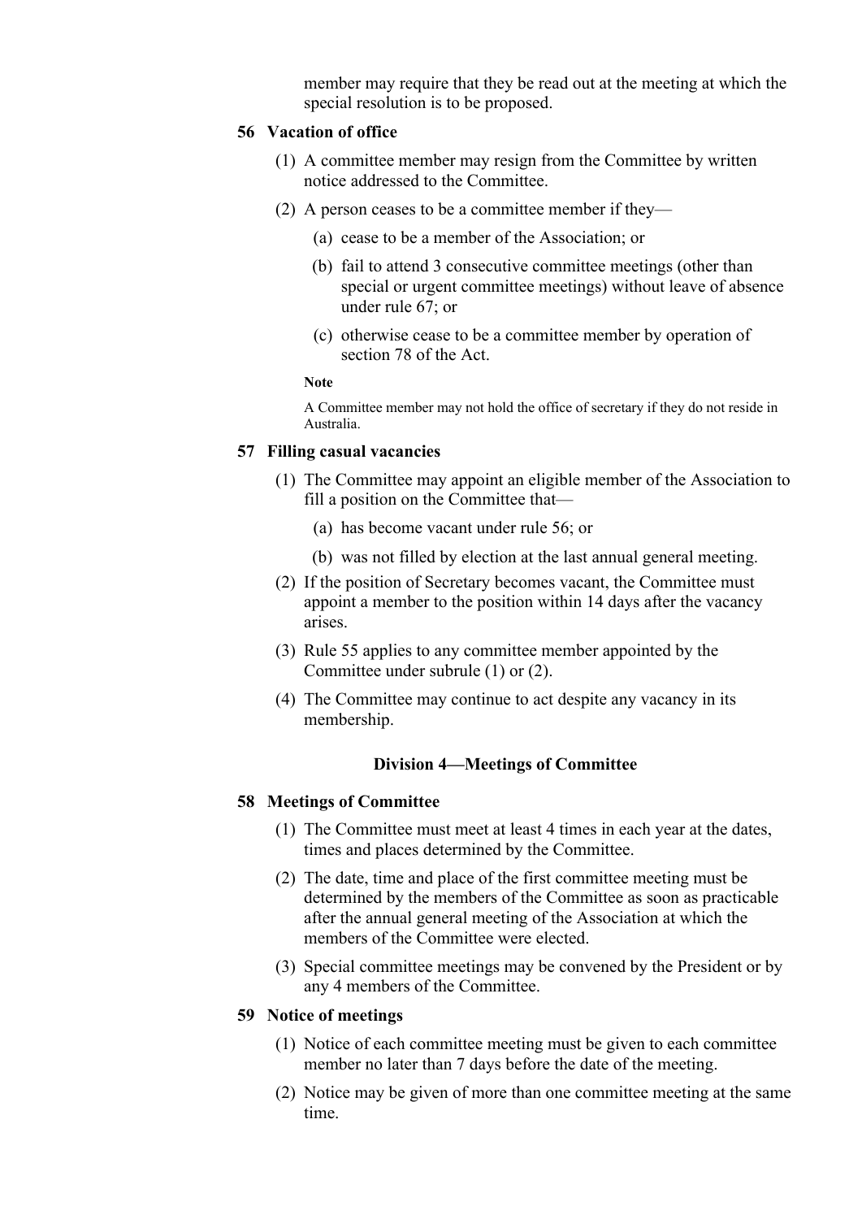member may require that they be read out at the meeting at which the special resolution is to be proposed.

### 56 Vacation of office

(1) A committee member may resign from the Committee by written notice addressed to the Committee.

(2) A person ceases to be a committee member if they—

(a) cease to be a member of the Association; or

(b) fail to attend 3 consecutive committee meetings (other than special or urgent committee meetings) without leave of absence under rule 67; or

(c) otherwise cease to be a committee member by operation of section 78 of the Act.

**Note**

A Committee member may not hold the office of secretary if they do not reside in Australia.

### 57 Filling casual vacancies

(1) The Committee may appoint an eligible member of the Association to fill a position on the Committee that—

(a) has become vacant under rule 56; or

(b) was not filled by election at the last annual general meeting.

(2) If the position of Secretary becomes vacant, the Committee must appoint a member to the position within 14 days after the vacancy arises.

(3) Rule 55 applies to any committee member appointed by the Committee under subrule (1) or (2).

(4) The Committee may continue to act despite any vacancy in its membership.

## Division 4—Meetings of Committee

### 58 Meetings of Committee

(1) The Committee must meet at least 4 times in each year at the dates, times and places determined by the Committee.

(2) The date, time and place of the first committee meeting must be determined by the members of the Committee as soon as practicable after the annual general meeting of the Association at which the members of the Committee were elected.

(3) Special committee meetings may be convened by the President or by any 4 members of the Committee.

### 59 Notice of meetings

(1) Notice of each committee meeting must be given to each committee member no later than 7 days before the date of the meeting.

(2) Notice may be given of more than one committee meeting at the same time.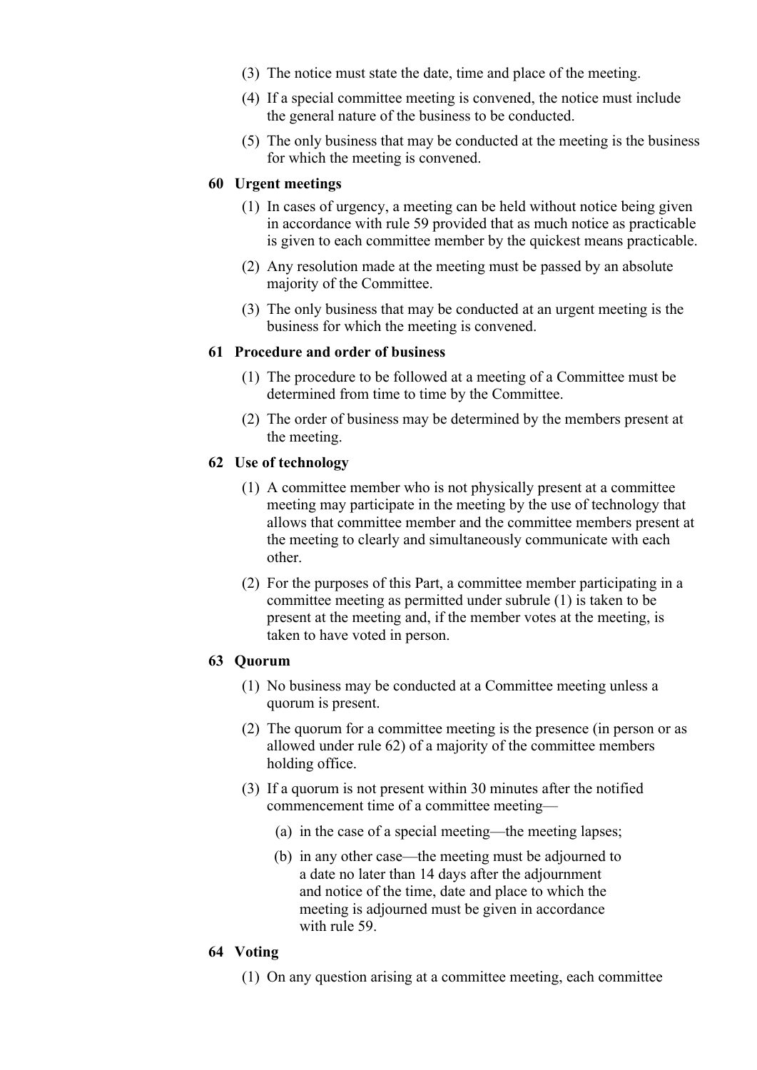(3) The notice must state the date, time and place of the meeting.

(4) If a special committee meeting is convened, the notice must include the general nature of the business to be conducted.

(5) The only business that may be conducted at the meeting is the business for which the meeting is convened.

### 60 Urgent meetings

(1) In cases of urgency, a meeting can be held without notice being given in accordance with rule 59 provided that as much notice as practicable is given to each committee member by the quickest means practicable.

(2) Any resolution made at the meeting must be passed by an absolute majority of the Committee.

(3) The only business that may be conducted at an urgent meeting is the business for which the meeting is convened.

### 61 Procedure and order of business

(1) The procedure to be followed at a meeting of a Committee must be determined from time to time by the Committee.

(2) The order of business may be determined by the members present at the meeting.

### 62 Use of technology

(1) A committee member who is not physically present at a committee meeting may participate in the meeting by the use of technology that allows that committee member and the committee members present at the meeting to clearly and simultaneously communicate with each other.

(2) For the purposes of this Part, a committee member participating in a committee meeting as permitted under subrule (1) is taken to be present at the meeting and, if the member votes at the meeting, is taken to have voted in person.

### 63 Quorum

(1) No business may be conducted at a Committee meeting unless a quorum is present.

(2) The quorum for a committee meeting is the presence (in person or as allowed under rule 62) of a majority of the committee members holding office.

(3) If a quorum is not present within 30 minutes after the notified commencement time of a committee meeting—

(a) in the case of a special meeting—the meeting lapses;

(b) in any other case—the meeting must be adjourned to a date no later than 14 days after the adjournment and notice of the time, date and place to which the meeting is adjourned must be given in accordance with rule 59.

### 64 Voting

(1) On any question arising at a committee meeting, each committee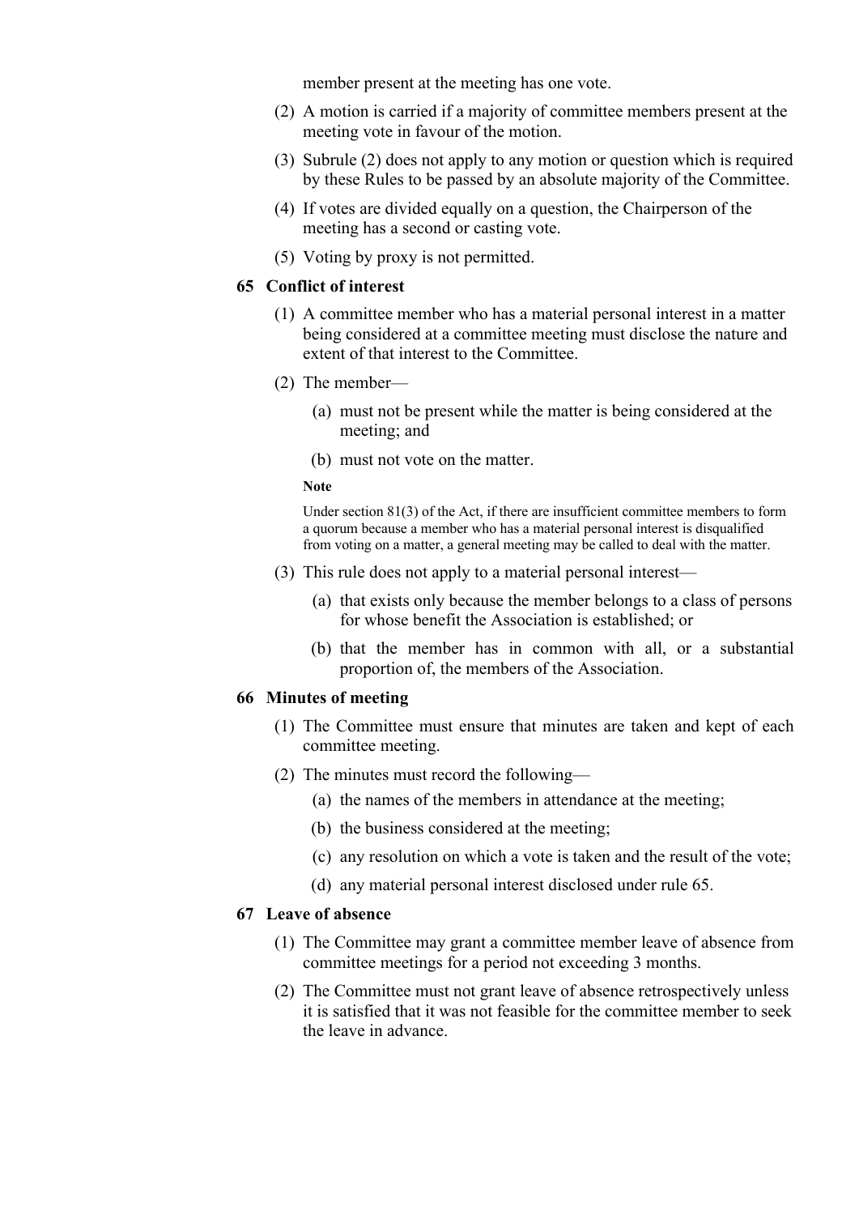member present at the meeting has one vote.

(2) A motion is carried if a majority of committee members present at the meeting vote in favour of the motion.

(3) Subrule (2) does not apply to any motion or question which is required by these Rules to be passed by an absolute majority of the Committee.

(4) If votes are divided equally on a question, the Chairperson of the meeting has a second or casting vote.

(5) Voting by proxy is not permitted.

### 65 Conflict of interest

(1) A committee member who has a material personal interest in a matter being considered at a committee meeting must disclose the nature and extent of that interest to the Committee.

(2) The member—

(a) must not be present while the matter is being considered at the meeting; and

(b) must not vote on the matter.

**Note**

Under section 81(3) of the Act, if there are insufficient committee members to form a quorum because a member who has a material personal interest is disqualified from voting on a matter, a general meeting may be called to deal with the matter.

(3) This rule does not apply to a material personal interest—

(a) that exists only because the member belongs to a class of persons for whose benefit the Association is established; or

(b) that the member has in common with all, or a substantial proportion of, the members of the Association.

### 66 Minutes of meeting

(1) The Committee must ensure that minutes are taken and kept of each committee meeting.

(2) The minutes must record the following—

(a) the names of the members in attendance at the meeting;

(b) the business considered at the meeting;

(c) any resolution on which a vote is taken and the result of the vote;

(d) any material personal interest disclosed under rule 65.

### 67 Leave of absence

(1) The Committee may grant a committee member leave of absence from committee meetings for a period not exceeding 3 months.

(2) The Committee must not grant leave of absence retrospectively unless it is satisfied that it was not feasible for the committee member to seek the leave in advance.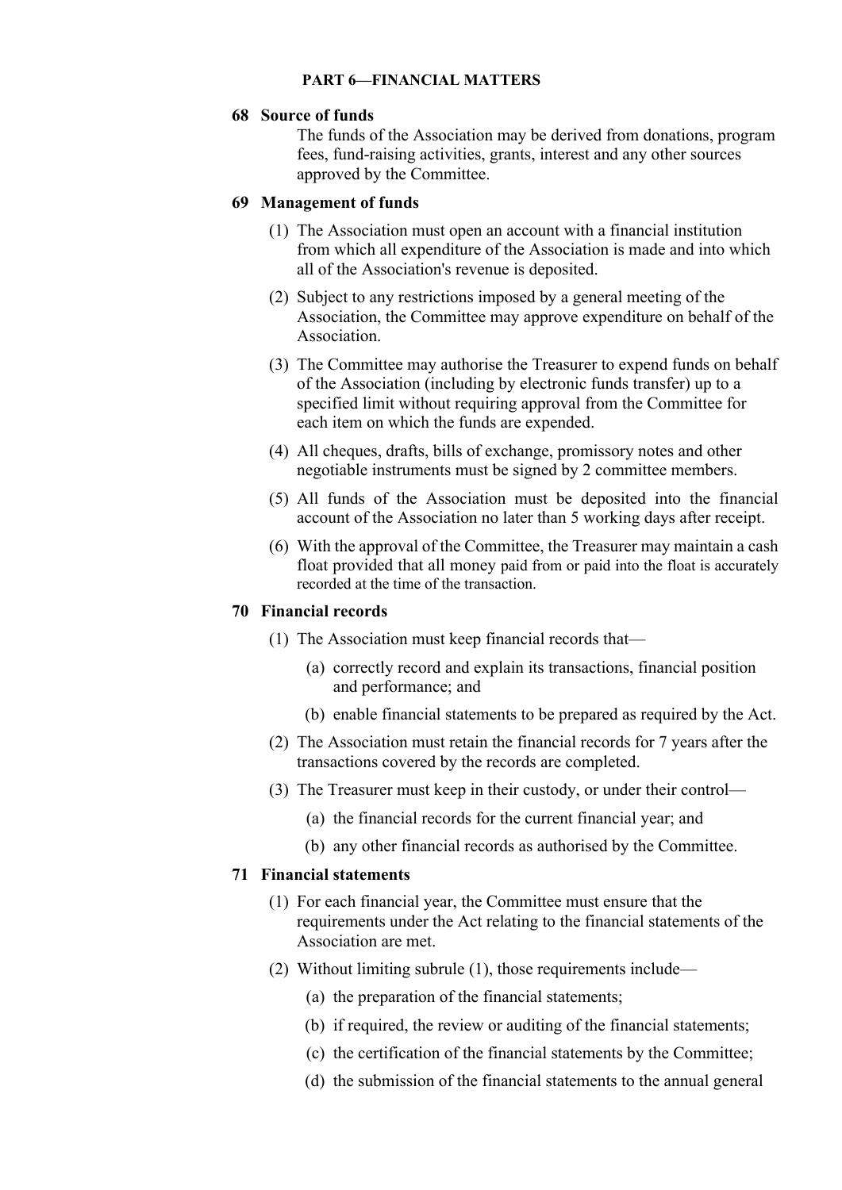## PART 6—FINANCIAL MATTERS

### 68 Source of funds

The funds of the Association may be derived from donations, program fees, fund-raising activities, grants, interest and any other sources approved by the Committee.

### 69 Management of funds

(1) The Association must open an account with a financial institution from which all expenditure of the Association is made and into which all of the Association's revenue is deposited.

(2) Subject to any restrictions imposed by a general meeting of the Association, the Committee may approve expenditure on behalf of the Association.

(3) The Committee may authorise the Treasurer to expend funds on behalf of the Association (including by electronic funds transfer) up to a specified limit without requiring approval from the Committee for each item on which the funds are expended.

(4) All cheques, drafts, bills of exchange, promissory notes and other negotiable instruments must be signed by 2 committee members.

(5) All funds of the Association must be deposited into the financial account of the Association no later than 5 working days after receipt.

(6) With the approval of the Committee, the Treasurer may maintain a cash float provided that all money paid from or paid into the float is accurately recorded at the time of the transaction.

### 70 Financial records

(1) The Association must keep financial records that—

(a) correctly record and explain its transactions, financial position and performance; and

(b) enable financial statements to be prepared as required by the Act.

(2) The Association must retain the financial records for 7 years after the transactions covered by the records are completed.

(3) The Treasurer must keep in their custody, or under their control—

(a) the financial records for the current financial year; and

(b) any other financial records as authorised by the Committee.

### 71 Financial statements

(1) For each financial year, the Committee must ensure that the requirements under the Act relating to the financial statements of the Association are met.

(2) Without limiting subrule (1), those requirements include—

(a) the preparation of the financial statements;

(b) if required, the review or auditing of the financial statements;

(c) the certification of the financial statements by the Committee;

(d) the submission of the financial statements to the annual general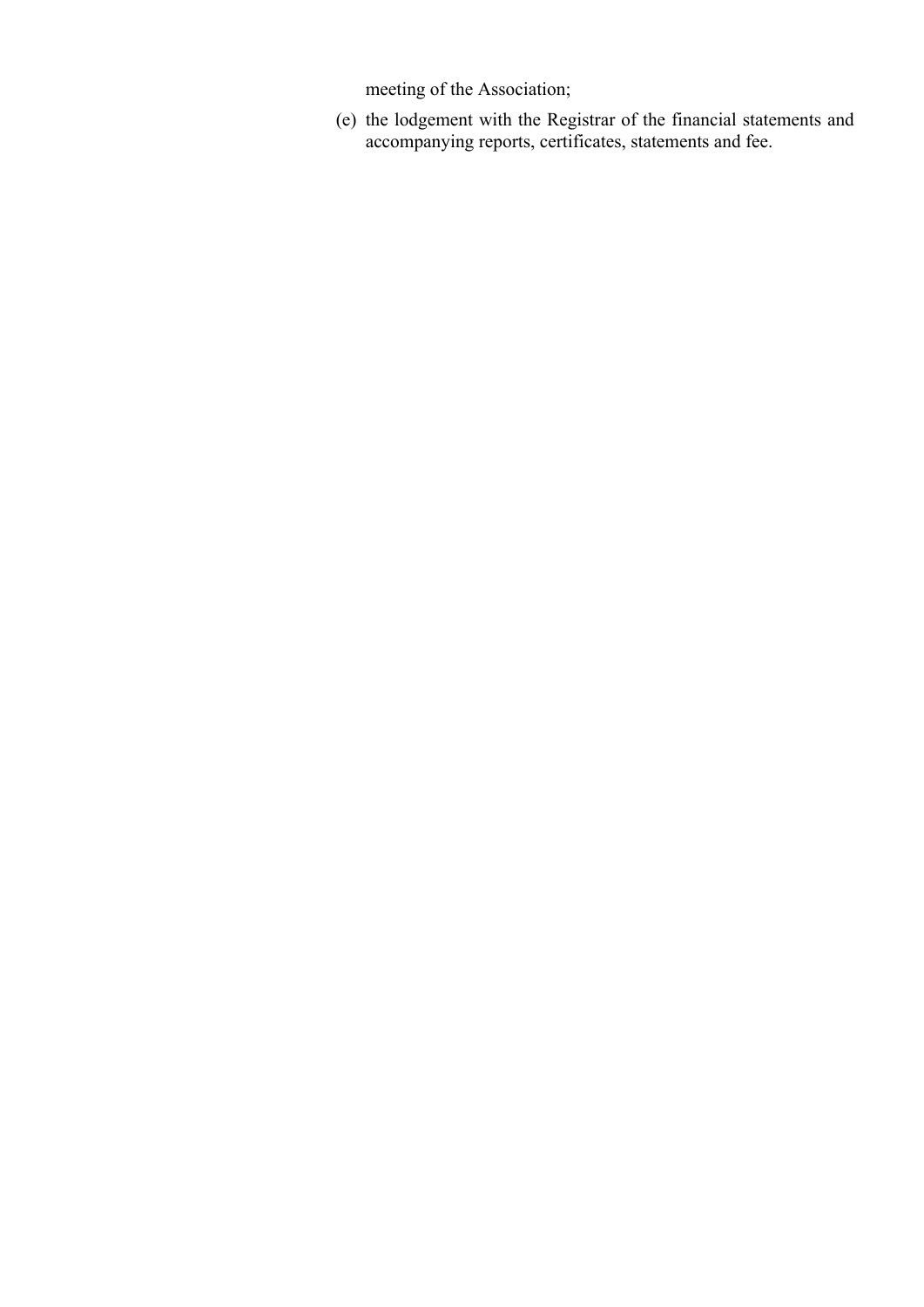meeting of the Association;

(e) the lodgement with the Registrar of the financial statements and accompanying reports, certificates, statements and fee.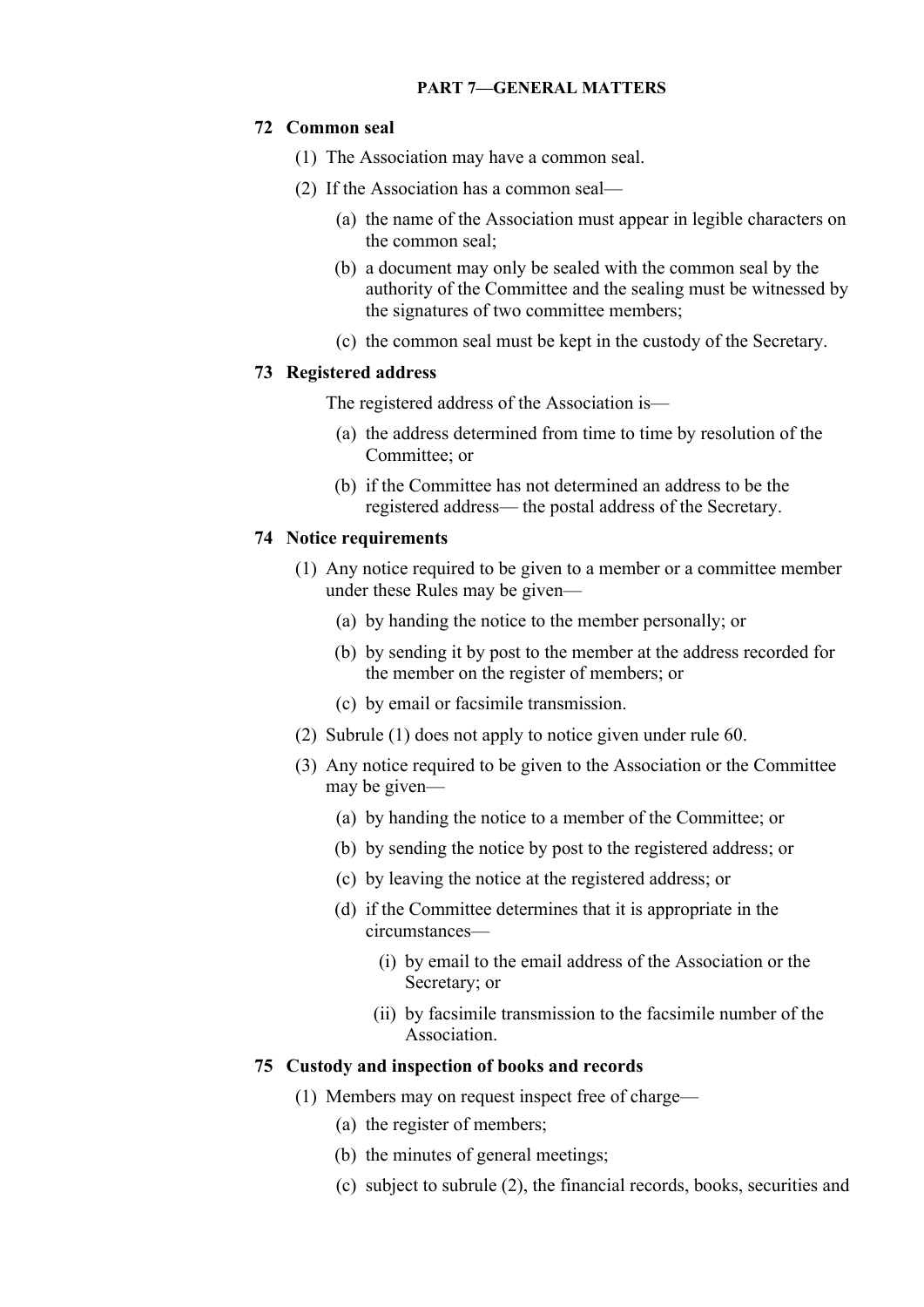## PART 7—GENERAL MATTERS

### 72 Common seal

(1) The Association may have a common seal.

(2) If the Association has a common seal—

- (a) the name of the Association must appear in legible characters on the common seal;
- (b) a document may only be sealed with the common seal by the authority of the Committee and the sealing must be witnessed by the signatures of two committee members;
- (c) the common seal must be kept in the custody of the Secretary.

### 73 Registered address

The registered address of the Association is—

- (a) the address determined from time to time by resolution of the Committee; or
- (b) if the Committee has not determined an address to be the registered address— the postal address of the Secretary.

### 74 Notice requirements

(1) Any notice required to be given to a member or a committee member under these Rules may be given—

- (a) by handing the notice to the member personally; or
- (b) by sending it by post to the member at the address recorded for the member on the register of members; or
- (c) by email or facsimile transmission.

(2) Subrule (1) does not apply to notice given under rule 60.

(3) Any notice required to be given to the Association or the Committee may be given—

- (a) by handing the notice to a member of the Committee; or
- (b) by sending the notice by post to the registered address; or
- (c) by leaving the notice at the registered address; or
- (d) if the Committee determines that it is appropriate in the circumstances—
  - (i) by email to the email address of the Association or the Secretary; or
  - (ii) by facsimile transmission to the facsimile number of the Association.

### 75 Custody and inspection of books and records

(1) Members may on request inspect free of charge—

- (a) the register of members;
- (b) the minutes of general meetings;
- (c) subject to subrule (2), the financial records, books, securities and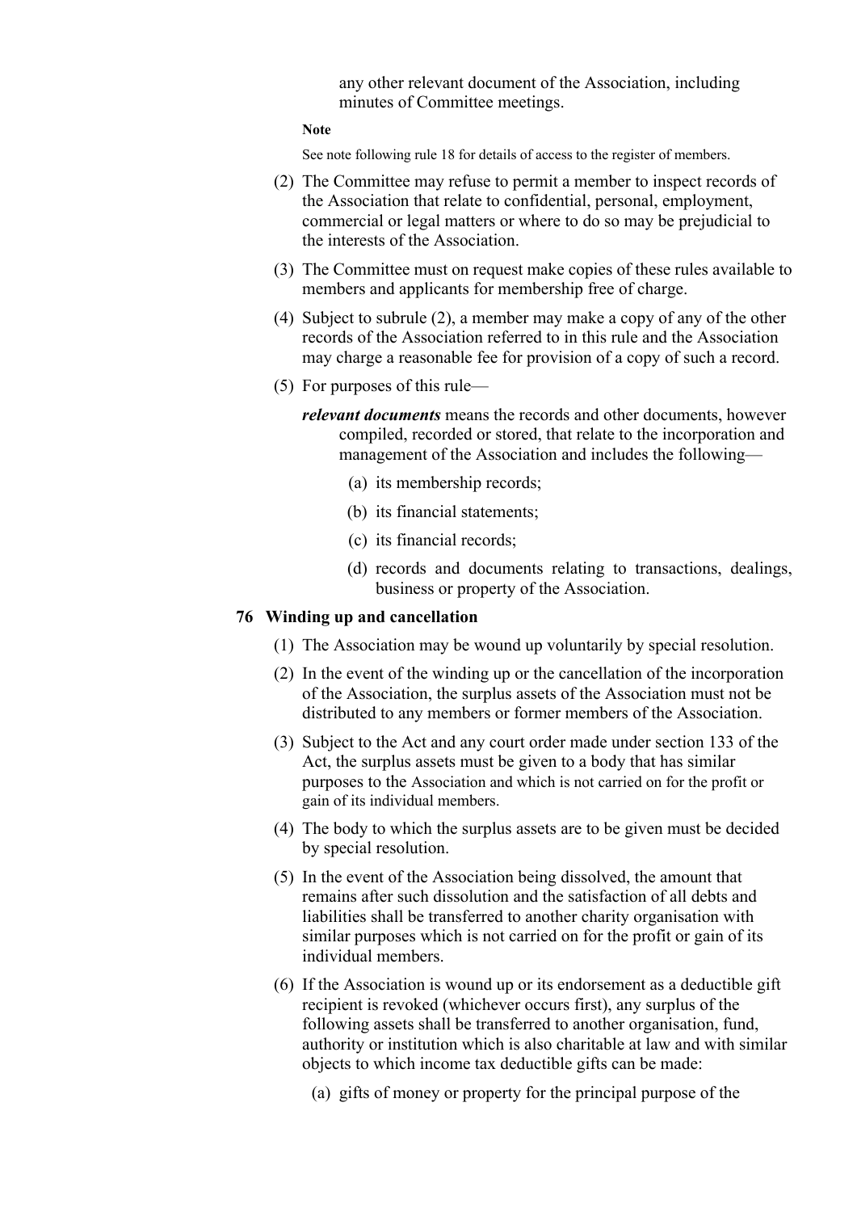any other relevant document of the Association, including minutes of Committee meetings.

**Note**

See note following rule 18 for details of access to the register of members.

(2) The Committee may refuse to permit a member to inspect records of the Association that relate to confidential, personal, employment, commercial or legal matters or where to do so may be prejudicial to the interests of the Association.

(3) The Committee must on request make copies of these rules available to members and applicants for membership free of charge.

(4) Subject to subrule (2), a member may make a copy of any of the other records of the Association referred to in this rule and the Association may charge a reasonable fee for provision of a copy of such a record.

(5) For purposes of this rule—

***relevant documents*** means the records and other documents, however compiled, recorded or stored, that relate to the incorporation and management of the Association and includes the following—

(a) its membership records;

(b) its financial statements;

(c) its financial records;

(d) records and documents relating to transactions, dealings, business or property of the Association.

### 76 Winding up and cancellation

(1) The Association may be wound up voluntarily by special resolution.

(2) In the event of the winding up or the cancellation of the incorporation of the Association, the surplus assets of the Association must not be distributed to any members or former members of the Association.

(3) Subject to the Act and any court order made under section 133 of the Act, the surplus assets must be given to a body that has similar purposes to the Association and which is not carried on for the profit or gain of its individual members.

(4) The body to which the surplus assets are to be given must be decided by special resolution.

(5) In the event of the Association being dissolved, the amount that remains after such dissolution and the satisfaction of all debts and liabilities shall be transferred to another charity organisation with similar purposes which is not carried on for the profit or gain of its individual members.

(6) If the Association is wound up or its endorsement as a deductible gift recipient is revoked (whichever occurs first), any surplus of the following assets shall be transferred to another organisation, fund, authority or institution which is also charitable at law and with similar objects to which income tax deductible gifts can be made:

(a) gifts of money or property for the principal purpose of the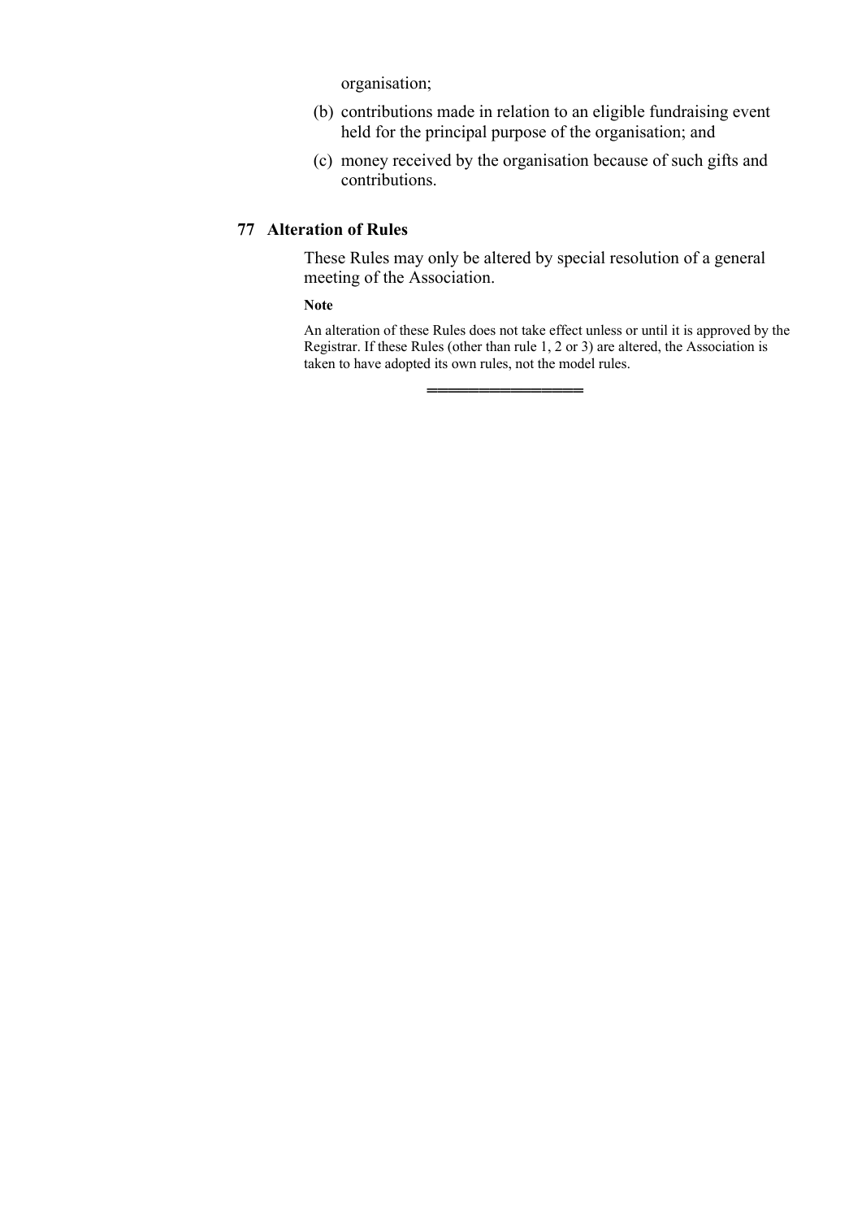organisation;

(b) contributions made in relation to an eligible fundraising event held for the principal purpose of the organisation; and

(c) money received by the organisation because of such gifts and contributions.

### 77 Alteration of Rules

These Rules may only be altered by special resolution of a general meeting of the Association.

**Note**

An alteration of these Rules does not take effect unless or until it is approved by the Registrar. If these Rules (other than rule 1, 2 or 3) are altered, the Association is taken to have adopted its own rules, not the model rules.